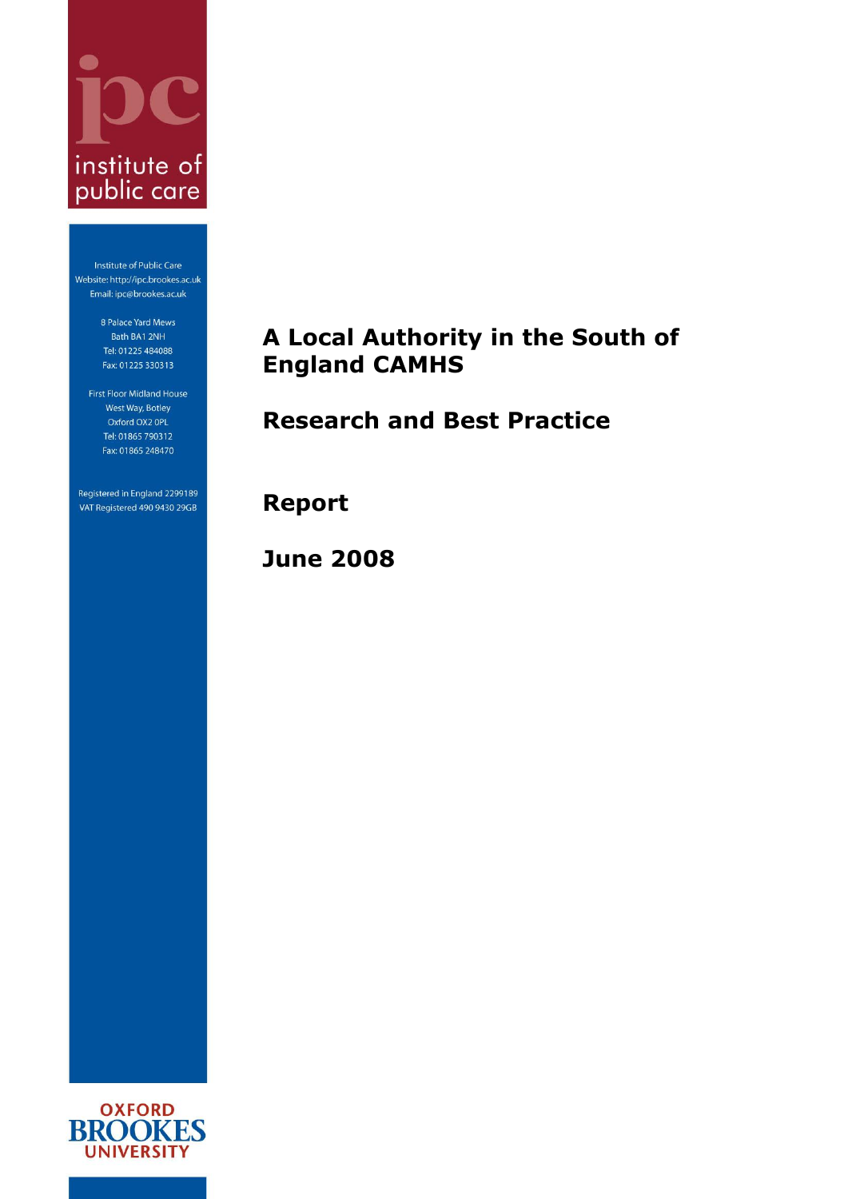ipc

institute of public care

Institute of Public Care
Website: http://ipc.brookes.ac.uk
Email: ipc@brookes.ac.uk

8 Palace Yard Mews
Bath BA1 2NH
Tel: 01225 484088
Fax: 01225 330313

First Floor Midland House
West Way, Botley
Oxford OX2 0PL
Tel: 01865 790312
Fax: 01865 248470

Registered in England 2299189
VAT Registered 490 9430 29GB

# A Local Authority in the South of England CAMHS

## Research and Best Practice

## Report

## June 2008

OXFORD BROOKES UNIVERSITY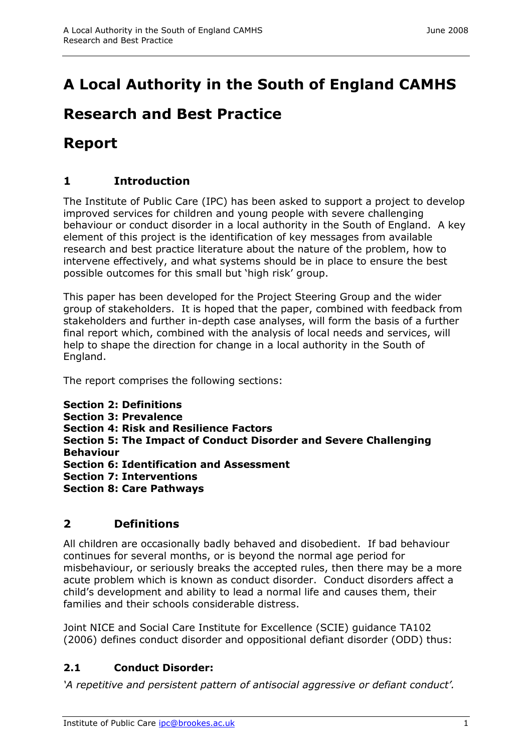# A Local Authority in the South of England CAMHS

# Research and Best Practice

# Report

## 1 Introduction

The Institute of Public Care (IPC) has been asked to support a project to develop improved services for children and young people with severe challenging behaviour or conduct disorder in a local authority in the South of England. A key element of this project is the identification of key messages from available research and best practice literature about the nature of the problem, how to intervene effectively, and what systems should be in place to ensure the best possible outcomes for this small but 'high risk' group.

This paper has been developed for the Project Steering Group and the wider group of stakeholders. It is hoped that the paper, combined with feedback from stakeholders and further in-depth case analyses, will form the basis of a further final report which, combined with the analysis of local needs and services, will help to shape the direction for change in a local authority in the South of England.

The report comprises the following sections:

**Section 2: Definitions**
**Section 3: Prevalence**
**Section 4: Risk and Resilience Factors**
**Section 5: The Impact of Conduct Disorder and Severe Challenging Behaviour**
**Section 6: Identification and Assessment**
**Section 7: Interventions**
**Section 8: Care Pathways**

## 2 Definitions

All children are occasionally badly behaved and disobedient. If bad behaviour continues for several months, or is beyond the normal age period for misbehaviour, or seriously breaks the accepted rules, then there may be a more acute problem which is known as conduct disorder. Conduct disorders affect a child's development and ability to lead a normal life and causes them, their families and their schools considerable distress.

Joint NICE and Social Care Institute for Excellence (SCIE) guidance TA102 (2006) defines conduct disorder and oppositional defiant disorder (ODD) thus:

### 2.1 Conduct Disorder:

*'A repetitive and persistent pattern of antisocial aggressive or defiant conduct'.*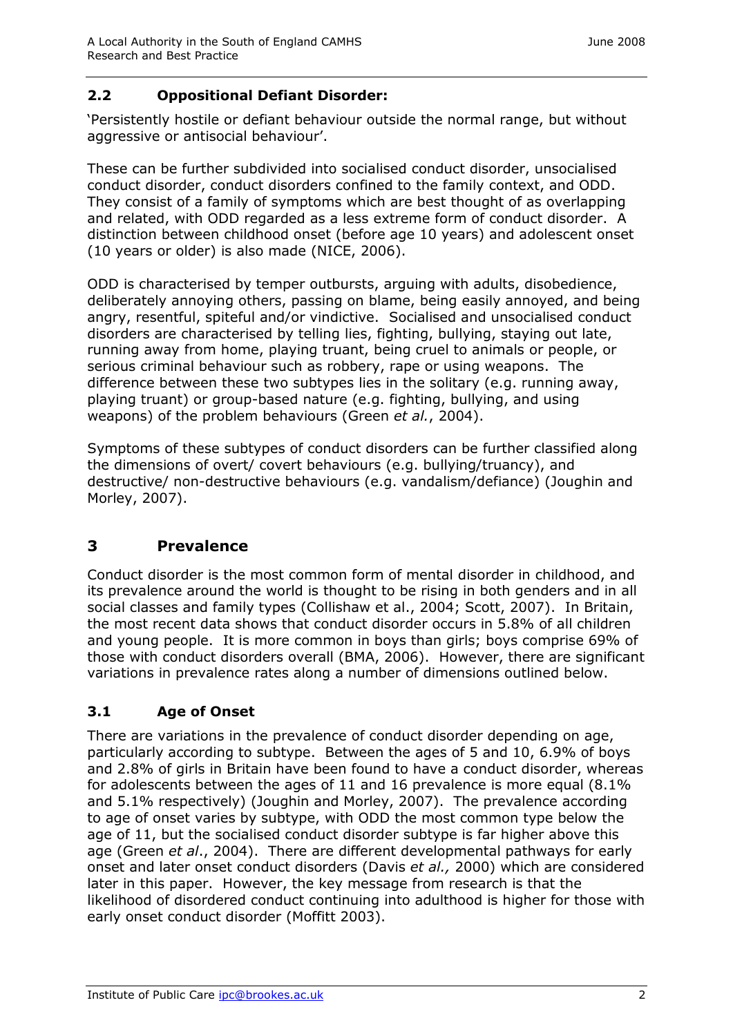## 2.2 Oppositional Defiant Disorder:

'Persistently hostile or defiant behaviour outside the normal range, but without aggressive or antisocial behaviour'.

These can be further subdivided into socialised conduct disorder, unsocialised conduct disorder, conduct disorders confined to the family context, and ODD. They consist of a family of symptoms which are best thought of as overlapping and related, with ODD regarded as a less extreme form of conduct disorder. A distinction between childhood onset (before age 10 years) and adolescent onset (10 years or older) is also made (NICE, 2006).

ODD is characterised by temper outbursts, arguing with adults, disobedience, deliberately annoying others, passing on blame, being easily annoyed, and being angry, resentful, spiteful and/or vindictive. Socialised and unsocialised conduct disorders are characterised by telling lies, fighting, bullying, staying out late, running away from home, playing truant, being cruel to animals or people, or serious criminal behaviour such as robbery, rape or using weapons. The difference between these two subtypes lies in the solitary (e.g. running away, playing truant) or group-based nature (e.g. fighting, bullying, and using weapons) of the problem behaviours (Green *et al.*, 2004).

Symptoms of these subtypes of conduct disorders can be further classified along the dimensions of overt/ covert behaviours (e.g. bullying/truancy), and destructive/ non-destructive behaviours (e.g. vandalism/defiance) (Joughin and Morley, 2007).

# 3 Prevalence

Conduct disorder is the most common form of mental disorder in childhood, and its prevalence around the world is thought to be rising in both genders and in all social classes and family types (Collishaw et al., 2004; Scott, 2007). In Britain, the most recent data shows that conduct disorder occurs in 5.8% of all children and young people. It is more common in boys than girls; boys comprise 69% of those with conduct disorders overall (BMA, 2006). However, there are significant variations in prevalence rates along a number of dimensions outlined below.

## 3.1 Age of Onset

There are variations in the prevalence of conduct disorder depending on age, particularly according to subtype. Between the ages of 5 and 10, 6.9% of boys and 2.8% of girls in Britain have been found to have a conduct disorder, whereas for adolescents between the ages of 11 and 16 prevalence is more equal (8.1% and 5.1% respectively) (Joughin and Morley, 2007). The prevalence according to age of onset varies by subtype, with ODD the most common type below the age of 11, but the socialised conduct disorder subtype is far higher above this age (Green *et al*., 2004). There are different developmental pathways for early onset and later onset conduct disorders (Davis *et al.,* 2000) which are considered later in this paper. However, the key message from research is that the likelihood of disordered conduct continuing into adulthood is higher for those with early onset conduct disorder (Moffitt 2003).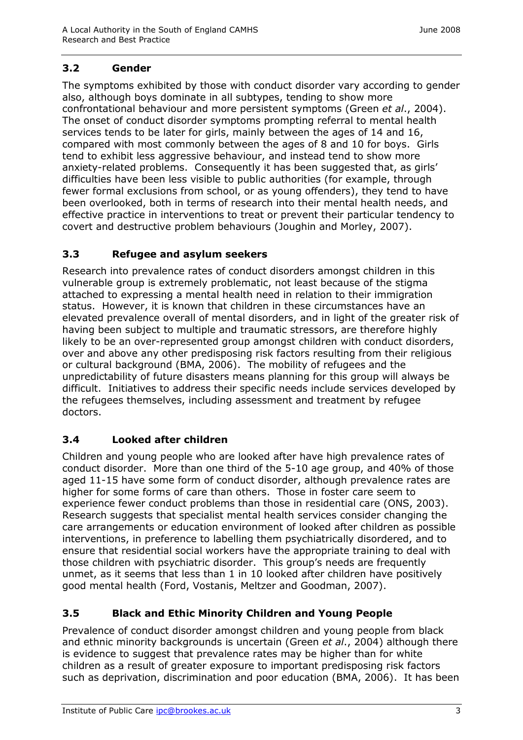## 3.2 Gender

The symptoms exhibited by those with conduct disorder vary according to gender also, although boys dominate in all subtypes, tending to show more confrontational behaviour and more persistent symptoms (Green *et al*., 2004). The onset of conduct disorder symptoms prompting referral to mental health services tends to be later for girls, mainly between the ages of 14 and 16, compared with most commonly between the ages of 8 and 10 for boys. Girls tend to exhibit less aggressive behaviour, and instead tend to show more anxiety-related problems. Consequently it has been suggested that, as girls' difficulties have been less visible to public authorities (for example, through fewer formal exclusions from school, or as young offenders), they tend to have been overlooked, both in terms of research into their mental health needs, and effective practice in interventions to treat or prevent their particular tendency to covert and destructive problem behaviours (Joughin and Morley, 2007).

## 3.3 Refugee and asylum seekers

Research into prevalence rates of conduct disorders amongst children in this vulnerable group is extremely problematic, not least because of the stigma attached to expressing a mental health need in relation to their immigration status. However, it is known that children in these circumstances have an elevated prevalence overall of mental disorders, and in light of the greater risk of having been subject to multiple and traumatic stressors, are therefore highly likely to be an over-represented group amongst children with conduct disorders, over and above any other predisposing risk factors resulting from their religious or cultural background (BMA, 2006). The mobility of refugees and the unpredictability of future disasters means planning for this group will always be difficult. Initiatives to address their specific needs include services developed by the refugees themselves, including assessment and treatment by refugee doctors.

## 3.4 Looked after children

Children and young people who are looked after have high prevalence rates of conduct disorder. More than one third of the 5-10 age group, and 40% of those aged 11-15 have some form of conduct disorder, although prevalence rates are higher for some forms of care than others. Those in foster care seem to experience fewer conduct problems than those in residential care (ONS, 2003). Research suggests that specialist mental health services consider changing the care arrangements or education environment of looked after children as possible interventions, in preference to labelling them psychiatrically disordered, and to ensure that residential social workers have the appropriate training to deal with those children with psychiatric disorder. This group's needs are frequently unmet, as it seems that less than 1 in 10 looked after children have positively good mental health (Ford, Vostanis, Meltzer and Goodman, 2007).

## 3.5 Black and Ethic Minority Children and Young People

Prevalence of conduct disorder amongst children and young people from black and ethnic minority backgrounds is uncertain (Green *et al*., 2004) although there is evidence to suggest that prevalence rates may be higher than for white children as a result of greater exposure to important predisposing risk factors such as deprivation, discrimination and poor education (BMA, 2006). It has been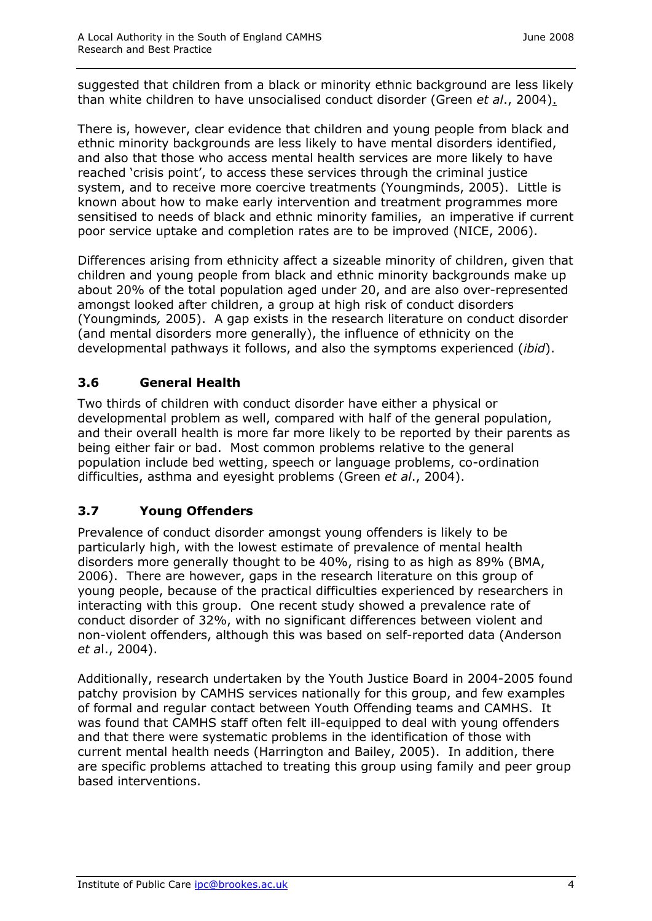suggested that children from a black or minority ethnic background are less likely than white children to have unsocialised conduct disorder (Green *et al*., 2004).

There is, however, clear evidence that children and young people from black and ethnic minority backgrounds are less likely to have mental disorders identified, and also that those who access mental health services are more likely to have reached 'crisis point', to access these services through the criminal justice system, and to receive more coercive treatments (Youngminds, 2005). Little is known about how to make early intervention and treatment programmes more sensitised to needs of black and ethnic minority families, an imperative if current poor service uptake and completion rates are to be improved (NICE, 2006).

Differences arising from ethnicity affect a sizeable minority of children, given that children and young people from black and ethnic minority backgrounds make up about 20% of the total population aged under 20, and are also over-represented amongst looked after children, a group at high risk of conduct disorders (Youngminds*,* 2005). A gap exists in the research literature on conduct disorder (and mental disorders more generally), the influence of ethnicity on the developmental pathways it follows, and also the symptoms experienced (*ibid*).

### 3.6 General Health

Two thirds of children with conduct disorder have either a physical or developmental problem as well, compared with half of the general population, and their overall health is more far more likely to be reported by their parents as being either fair or bad. Most common problems relative to the general population include bed wetting, speech or language problems, co-ordination difficulties, asthma and eyesight problems (Green *et al*., 2004).

### 3.7 Young Offenders

Prevalence of conduct disorder amongst young offenders is likely to be particularly high, with the lowest estimate of prevalence of mental health disorders more generally thought to be 40%, rising to as high as 89% (BMA, 2006). There are however, gaps in the research literature on this group of young people, because of the practical difficulties experienced by researchers in interacting with this group. One recent study showed a prevalence rate of conduct disorder of 32%, with no significant differences between violent and non-violent offenders, although this was based on self-reported data (Anderson *et a*l., 2004).

Additionally, research undertaken by the Youth Justice Board in 2004-2005 found patchy provision by CAMHS services nationally for this group, and few examples of formal and regular contact between Youth Offending teams and CAMHS. It was found that CAMHS staff often felt ill-equipped to deal with young offenders and that there were systematic problems in the identification of those with current mental health needs (Harrington and Bailey, 2005). In addition, there are specific problems attached to treating this group using family and peer group based interventions.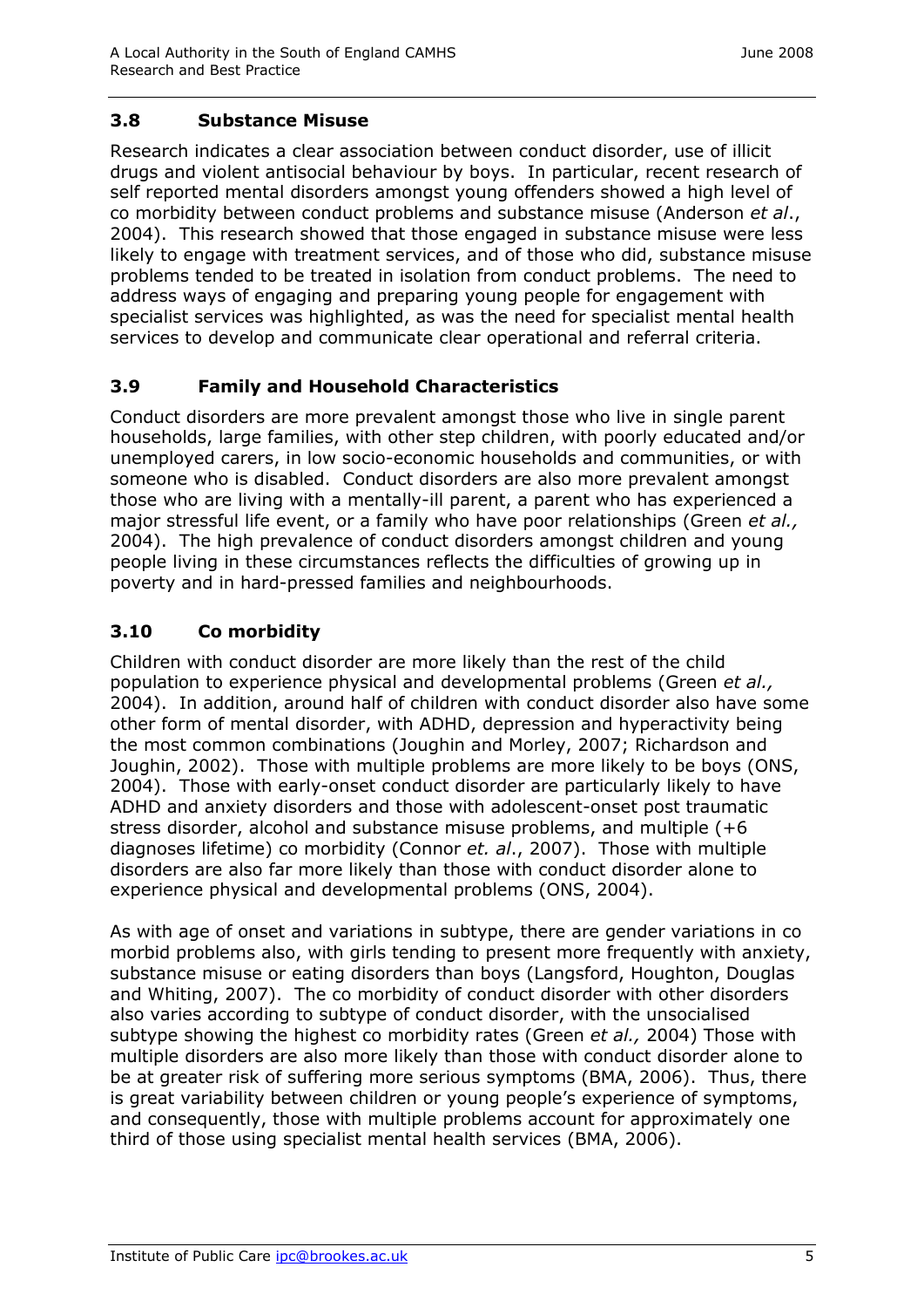### 3.8 Substance Misuse

Research indicates a clear association between conduct disorder, use of illicit drugs and violent antisocial behaviour by boys. In particular, recent research of self reported mental disorders amongst young offenders showed a high level of co morbidity between conduct problems and substance misuse (Anderson *et al*., 2004). This research showed that those engaged in substance misuse were less likely to engage with treatment services, and of those who did, substance misuse problems tended to be treated in isolation from conduct problems. The need to address ways of engaging and preparing young people for engagement with specialist services was highlighted, as was the need for specialist mental health services to develop and communicate clear operational and referral criteria.

### 3.9 Family and Household Characteristics

Conduct disorders are more prevalent amongst those who live in single parent households, large families, with other step children, with poorly educated and/or unemployed carers, in low socio-economic households and communities, or with someone who is disabled. Conduct disorders are also more prevalent amongst those who are living with a mentally-ill parent, a parent who has experienced a major stressful life event, or a family who have poor relationships (Green *et al.,* 2004). The high prevalence of conduct disorders amongst children and young people living in these circumstances reflects the difficulties of growing up in poverty and in hard-pressed families and neighbourhoods.

### 3.10 Co morbidity

Children with conduct disorder are more likely than the rest of the child population to experience physical and developmental problems (Green *et al.,* 2004). In addition, around half of children with conduct disorder also have some other form of mental disorder, with ADHD, depression and hyperactivity being the most common combinations (Joughin and Morley, 2007; Richardson and Joughin, 2002). Those with multiple problems are more likely to be boys (ONS, 2004). Those with early-onset conduct disorder are particularly likely to have ADHD and anxiety disorders and those with adolescent-onset post traumatic stress disorder, alcohol and substance misuse problems, and multiple (+6 diagnoses lifetime) co morbidity (Connor *et. al*., 2007). Those with multiple disorders are also far more likely than those with conduct disorder alone to experience physical and developmental problems (ONS, 2004).

As with age of onset and variations in subtype, there are gender variations in co morbid problems also, with girls tending to present more frequently with anxiety, substance misuse or eating disorders than boys (Langsford, Houghton, Douglas and Whiting, 2007). The co morbidity of conduct disorder with other disorders also varies according to subtype of conduct disorder, with the unsocialised subtype showing the highest co morbidity rates (Green *et al.,* 2004) Those with multiple disorders are also more likely than those with conduct disorder alone to be at greater risk of suffering more serious symptoms (BMA, 2006). Thus, there is great variability between children or young people's experience of symptoms, and consequently, those with multiple problems account for approximately one third of those using specialist mental health services (BMA, 2006).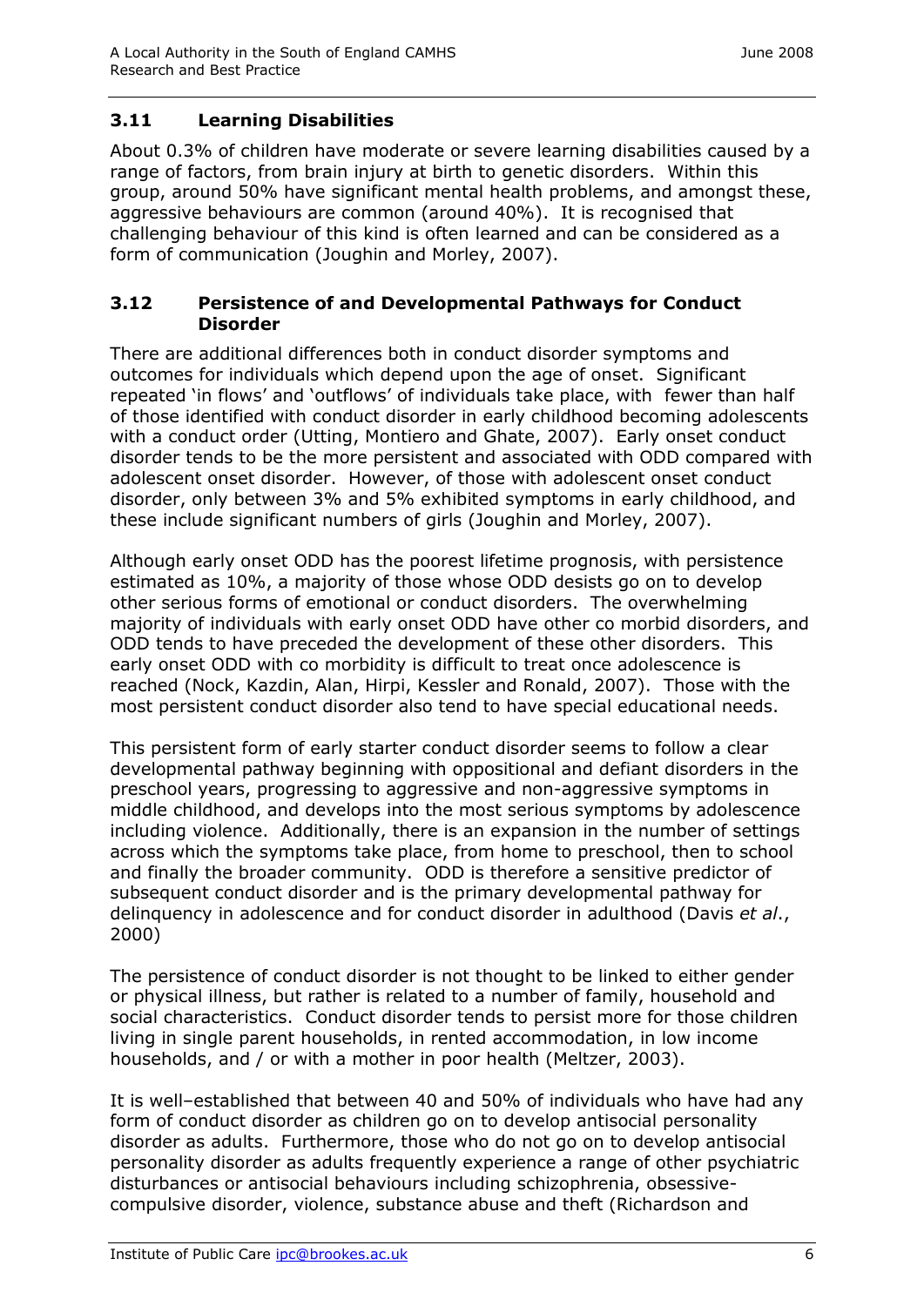### 3.11 Learning Disabilities

About 0.3% of children have moderate or severe learning disabilities caused by a range of factors, from brain injury at birth to genetic disorders. Within this group, around 50% have significant mental health problems, and amongst these, aggressive behaviours are common (around 40%). It is recognised that challenging behaviour of this kind is often learned and can be considered as a form of communication (Joughin and Morley, 2007).

### 3.12 Persistence of and Developmental Pathways for Conduct Disorder

There are additional differences both in conduct disorder symptoms and outcomes for individuals which depend upon the age of onset. Significant repeated 'in flows' and 'outflows' of individuals take place, with fewer than half of those identified with conduct disorder in early childhood becoming adolescents with a conduct order (Utting, Montiero and Ghate, 2007). Early onset conduct disorder tends to be the more persistent and associated with ODD compared with adolescent onset disorder. However, of those with adolescent onset conduct disorder, only between 3% and 5% exhibited symptoms in early childhood, and these include significant numbers of girls (Joughin and Morley, 2007).

Although early onset ODD has the poorest lifetime prognosis, with persistence estimated as 10%, a majority of those whose ODD desists go on to develop other serious forms of emotional or conduct disorders. The overwhelming majority of individuals with early onset ODD have other co morbid disorders, and ODD tends to have preceded the development of these other disorders. This early onset ODD with co morbidity is difficult to treat once adolescence is reached (Nock, Kazdin, Alan, Hirpi, Kessler and Ronald, 2007). Those with the most persistent conduct disorder also tend to have special educational needs.

This persistent form of early starter conduct disorder seems to follow a clear developmental pathway beginning with oppositional and defiant disorders in the preschool years, progressing to aggressive and non-aggressive symptoms in middle childhood, and develops into the most serious symptoms by adolescence including violence. Additionally, there is an expansion in the number of settings across which the symptoms take place, from home to preschool, then to school and finally the broader community. ODD is therefore a sensitive predictor of subsequent conduct disorder and is the primary developmental pathway for delinquency in adolescence and for conduct disorder in adulthood (Davis *et al*., 2000)

The persistence of conduct disorder is not thought to be linked to either gender or physical illness, but rather is related to a number of family, household and social characteristics. Conduct disorder tends to persist more for those children living in single parent households, in rented accommodation, in low income households, and / or with a mother in poor health (Meltzer, 2003).

It is well–established that between 40 and 50% of individuals who have had any form of conduct disorder as children go on to develop antisocial personality disorder as adults. Furthermore, those who do not go on to develop antisocial personality disorder as adults frequently experience a range of other psychiatric disturbances or antisocial behaviours including schizophrenia, obsessive-compulsive disorder, violence, substance abuse and theft (Richardson and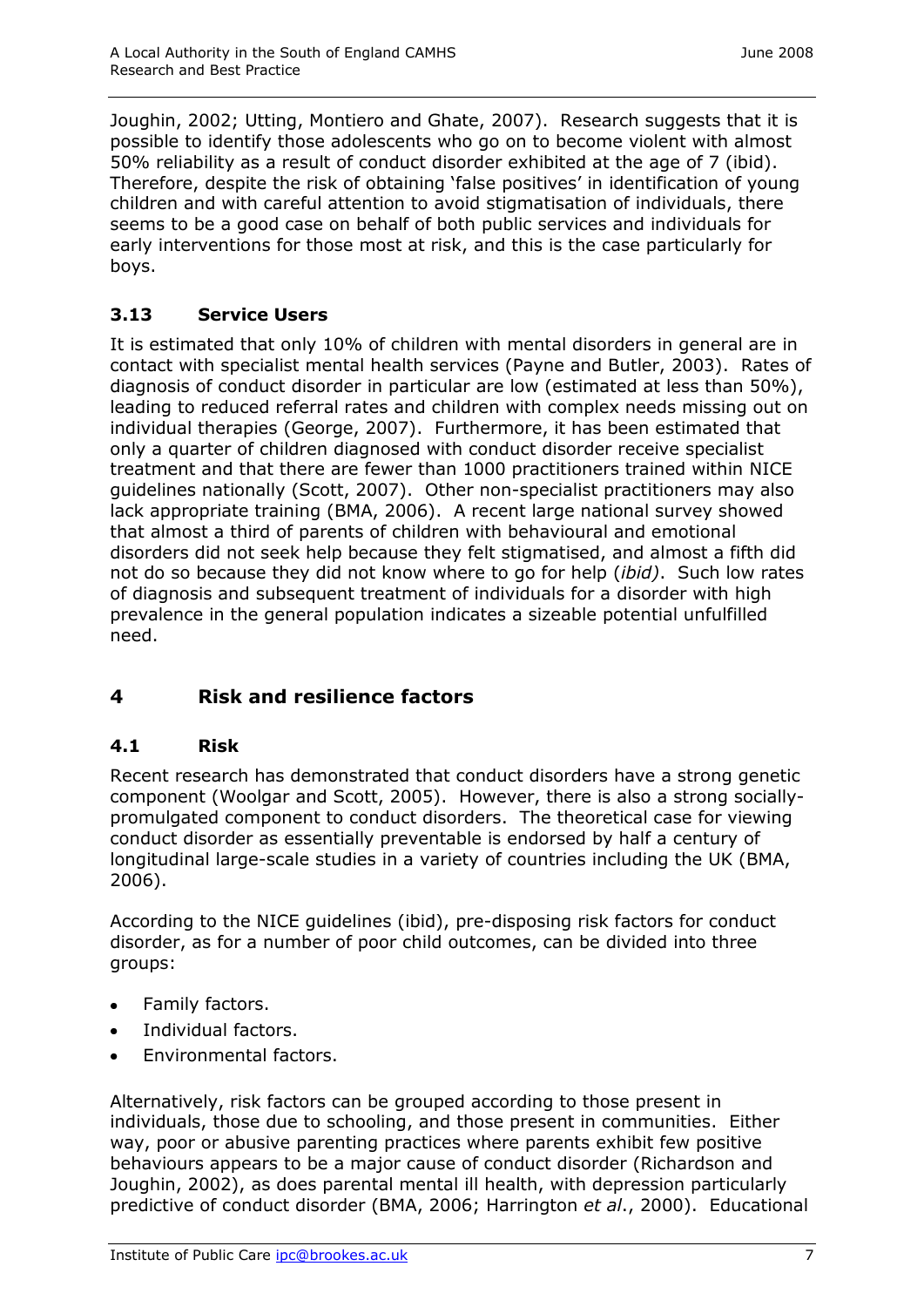Joughin, 2002; Utting, Montiero and Ghate, 2007). Research suggests that it is possible to identify those adolescents who go on to become violent with almost 50% reliability as a result of conduct disorder exhibited at the age of 7 (ibid). Therefore, despite the risk of obtaining 'false positives' in identification of young children and with careful attention to avoid stigmatisation of individuals, there seems to be a good case on behalf of both public services and individuals for early interventions for those most at risk, and this is the case particularly for boys.

### 3.13 Service Users

It is estimated that only 10% of children with mental disorders in general are in contact with specialist mental health services (Payne and Butler, 2003). Rates of diagnosis of conduct disorder in particular are low (estimated at less than 50%), leading to reduced referral rates and children with complex needs missing out on individual therapies (George, 2007). Furthermore, it has been estimated that only a quarter of children diagnosed with conduct disorder receive specialist treatment and that there are fewer than 1000 practitioners trained within NICE guidelines nationally (Scott, 2007). Other non-specialist practitioners may also lack appropriate training (BMA, 2006). A recent large national survey showed that almost a third of parents of children with behavioural and emotional disorders did not seek help because they felt stigmatised, and almost a fifth did not do so because they did not know where to go for help (*ibid)*. Such low rates of diagnosis and subsequent treatment of individuals for a disorder with high prevalence in the general population indicates a sizeable potential unfulfilled need.

## 4 Risk and resilience factors

### 4.1 Risk

Recent research has demonstrated that conduct disorders have a strong genetic component (Woolgar and Scott, 2005). However, there is also a strong socially-promulgated component to conduct disorders. The theoretical case for viewing conduct disorder as essentially preventable is endorsed by half a century of longitudinal large-scale studies in a variety of countries including the UK (BMA, 2006).

According to the NICE guidelines (ibid), pre-disposing risk factors for conduct disorder, as for a number of poor child outcomes, can be divided into three groups:

- Family factors.
- Individual factors.
- Environmental factors.

Alternatively, risk factors can be grouped according to those present in individuals, those due to schooling, and those present in communities. Either way, poor or abusive parenting practices where parents exhibit few positive behaviours appears to be a major cause of conduct disorder (Richardson and Joughin, 2002), as does parental mental ill health, with depression particularly predictive of conduct disorder (BMA, 2006; Harrington *et al*., 2000). Educational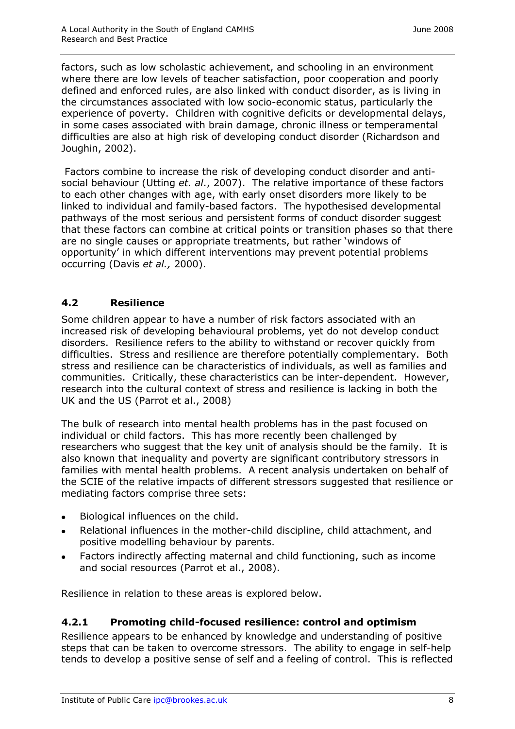factors, such as low scholastic achievement, and schooling in an environment where there are low levels of teacher satisfaction, poor cooperation and poorly defined and enforced rules, are also linked with conduct disorder, as is living in the circumstances associated with low socio-economic status, particularly the experience of poverty. Children with cognitive deficits or developmental delays, in some cases associated with brain damage, chronic illness or temperamental difficulties are also at high risk of developing conduct disorder (Richardson and Joughin, 2002).

Factors combine to increase the risk of developing conduct disorder and anti-social behaviour (Utting *et. al*., 2007). The relative importance of these factors to each other changes with age, with early onset disorders more likely to be linked to individual and family-based factors. The hypothesised developmental pathways of the most serious and persistent forms of conduct disorder suggest that these factors can combine at critical points or transition phases so that there are no single causes or appropriate treatments, but rather 'windows of opportunity' in which different interventions may prevent potential problems occurring (Davis *et al.,* 2000).

## 4.2 Resilience

Some children appear to have a number of risk factors associated with an increased risk of developing behavioural problems, yet do not develop conduct disorders. Resilience refers to the ability to withstand or recover quickly from difficulties. Stress and resilience are therefore potentially complementary. Both stress and resilience can be characteristics of individuals, as well as families and communities. Critically, these characteristics can be inter-dependent. However, research into the cultural context of stress and resilience is lacking in both the UK and the US (Parrot et al., 2008)

The bulk of research into mental health problems has in the past focused on individual or child factors. This has more recently been challenged by researchers who suggest that the key unit of analysis should be the family. It is also known that inequality and poverty are significant contributory stressors in families with mental health problems. A recent analysis undertaken on behalf of the SCIE of the relative impacts of different stressors suggested that resilience or mediating factors comprise three sets:

- Biological influences on the child.
- Relational influences in the mother-child discipline, child attachment, and positive modelling behaviour by parents.
- Factors indirectly affecting maternal and child functioning, such as income and social resources (Parrot et al., 2008).

Resilience in relation to these areas is explored below.

### 4.2.1 Promoting child-focused resilience: control and optimism

Resilience appears to be enhanced by knowledge and understanding of positive steps that can be taken to overcome stressors. The ability to engage in self-help tends to develop a positive sense of self and a feeling of control. This is reflected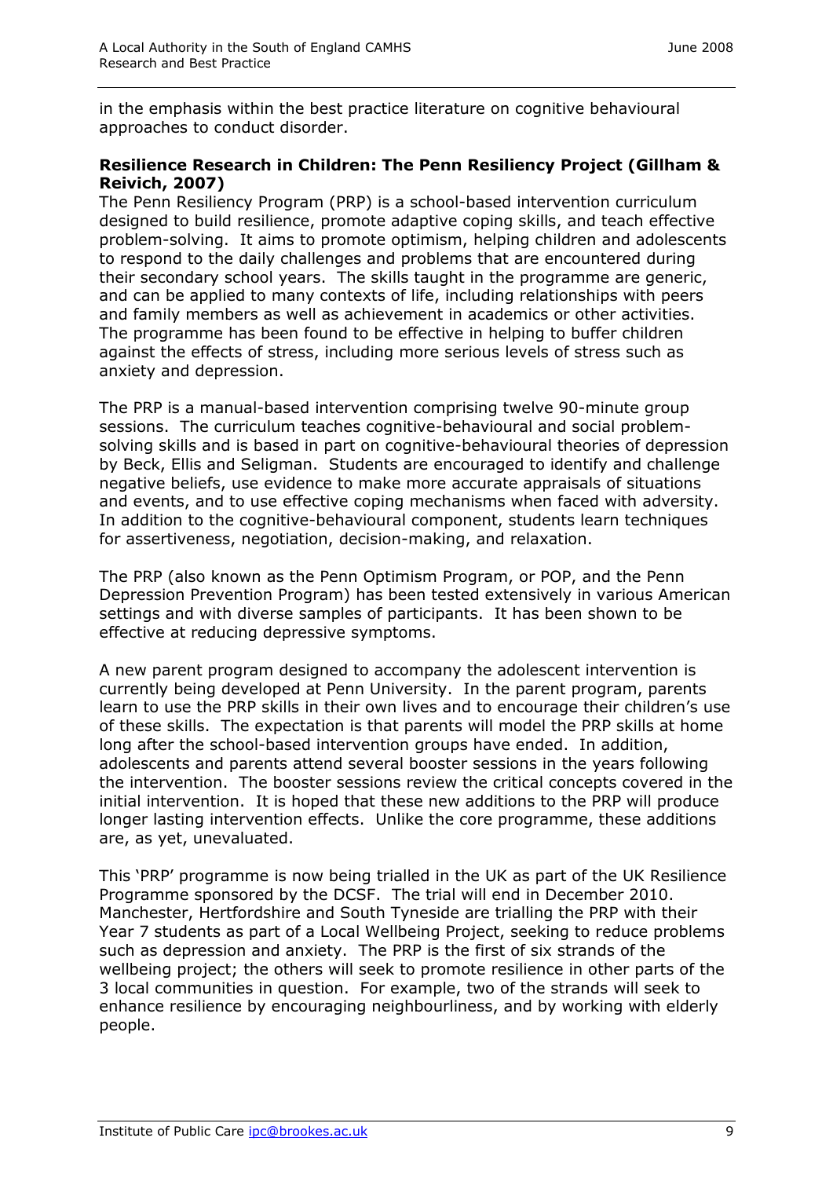in the emphasis within the best practice literature on cognitive behavioural approaches to conduct disorder.

**Resilience Research in Children: The Penn Resiliency Project (Gillham & Reivich, 2007)**

The Penn Resiliency Program (PRP) is a school-based intervention curriculum designed to build resilience, promote adaptive coping skills, and teach effective problem-solving. It aims to promote optimism, helping children and adolescents to respond to the daily challenges and problems that are encountered during their secondary school years. The skills taught in the programme are generic, and can be applied to many contexts of life, including relationships with peers and family members as well as achievement in academics or other activities. The programme has been found to be effective in helping to buffer children against the effects of stress, including more serious levels of stress such as anxiety and depression.

The PRP is a manual-based intervention comprising twelve 90-minute group sessions. The curriculum teaches cognitive-behavioural and social problem-solving skills and is based in part on cognitive-behavioural theories of depression by Beck, Ellis and Seligman. Students are encouraged to identify and challenge negative beliefs, use evidence to make more accurate appraisals of situations and events, and to use effective coping mechanisms when faced with adversity. In addition to the cognitive-behavioural component, students learn techniques for assertiveness, negotiation, decision-making, and relaxation.

The PRP (also known as the Penn Optimism Program, or POP, and the Penn Depression Prevention Program) has been tested extensively in various American settings and with diverse samples of participants. It has been shown to be effective at reducing depressive symptoms.

A new parent program designed to accompany the adolescent intervention is currently being developed at Penn University. In the parent program, parents learn to use the PRP skills in their own lives and to encourage their children's use of these skills. The expectation is that parents will model the PRP skills at home long after the school-based intervention groups have ended. In addition, adolescents and parents attend several booster sessions in the years following the intervention. The booster sessions review the critical concepts covered in the initial intervention. It is hoped that these new additions to the PRP will produce longer lasting intervention effects. Unlike the core programme, these additions are, as yet, unevaluated.

This 'PRP' programme is now being trialled in the UK as part of the UK Resilience Programme sponsored by the DCSF. The trial will end in December 2010. Manchester, Hertfordshire and South Tyneside are trialling the PRP with their Year 7 students as part of a Local Wellbeing Project, seeking to reduce problems such as depression and anxiety. The PRP is the first of six strands of the wellbeing project; the others will seek to promote resilience in other parts of the 3 local communities in question. For example, two of the strands will seek to enhance resilience by encouraging neighbourliness, and by working with elderly people.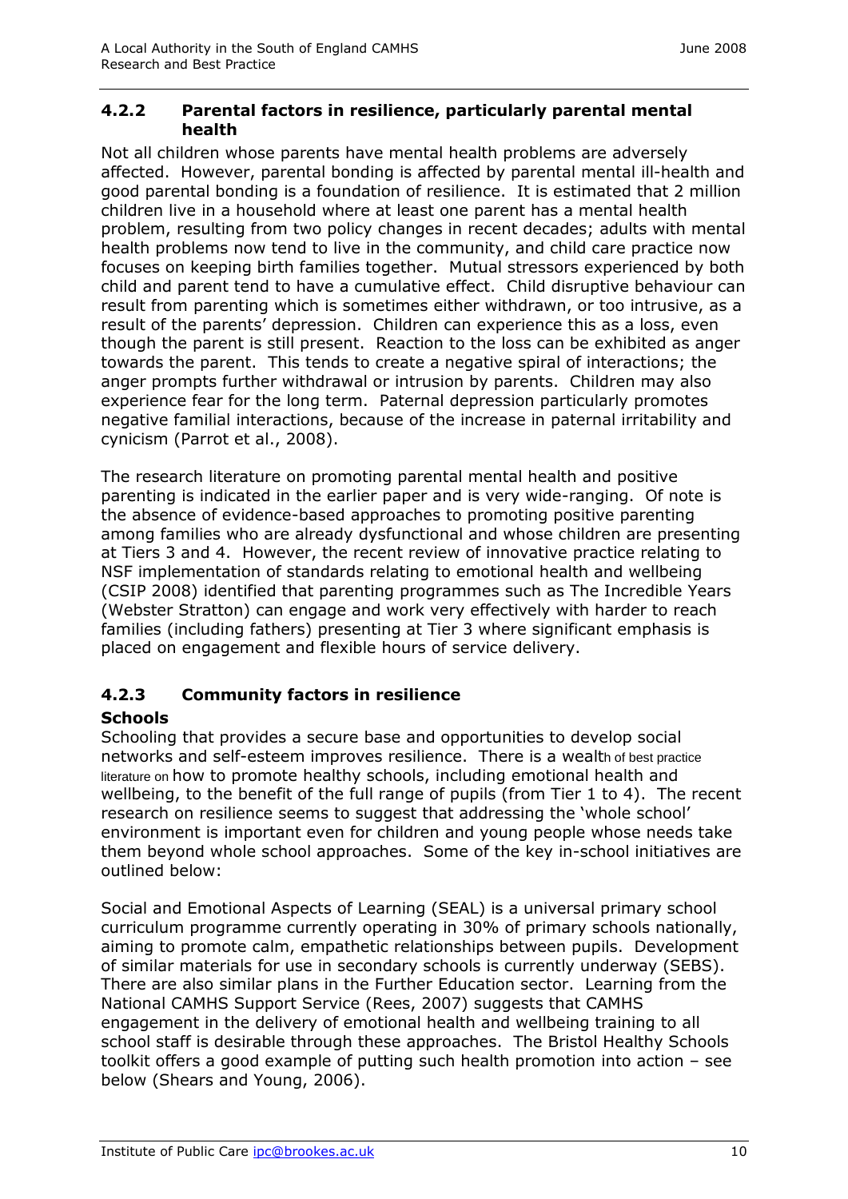### 4.2.2 Parental factors in resilience, particularly parental mental health

Not all children whose parents have mental health problems are adversely affected. However, parental bonding is affected by parental mental ill-health and good parental bonding is a foundation of resilience. It is estimated that 2 million children live in a household where at least one parent has a mental health problem, resulting from two policy changes in recent decades; adults with mental health problems now tend to live in the community, and child care practice now focuses on keeping birth families together. Mutual stressors experienced by both child and parent tend to have a cumulative effect. Child disruptive behaviour can result from parenting which is sometimes either withdrawn, or too intrusive, as a result of the parents' depression. Children can experience this as a loss, even though the parent is still present. Reaction to the loss can be exhibited as anger towards the parent. This tends to create a negative spiral of interactions; the anger prompts further withdrawal or intrusion by parents. Children may also experience fear for the long term. Paternal depression particularly promotes negative familial interactions, because of the increase in paternal irritability and cynicism (Parrot et al., 2008).

The research literature on promoting parental mental health and positive parenting is indicated in the earlier paper and is very wide-ranging. Of note is the absence of evidence-based approaches to promoting positive parenting among families who are already dysfunctional and whose children are presenting at Tiers 3 and 4. However, the recent review of innovative practice relating to NSF implementation of standards relating to emotional health and wellbeing (CSIP 2008) identified that parenting programmes such as The Incredible Years (Webster Stratton) can engage and work very effectively with harder to reach families (including fathers) presenting at Tier 3 where significant emphasis is placed on engagement and flexible hours of service delivery.

### 4.2.3 Community factors in resilience

**Schools**

Schooling that provides a secure base and opportunities to develop social networks and self-esteem improves resilience. There is a wealth of best practice literature on how to promote healthy schools, including emotional health and wellbeing, to the benefit of the full range of pupils (from Tier 1 to 4). The recent research on resilience seems to suggest that addressing the 'whole school' environment is important even for children and young people whose needs take them beyond whole school approaches. Some of the key in-school initiatives are outlined below:

Social and Emotional Aspects of Learning (SEAL) is a universal primary school curriculum programme currently operating in 30% of primary schools nationally, aiming to promote calm, empathetic relationships between pupils. Development of similar materials for use in secondary schools is currently underway (SEBS). There are also similar plans in the Further Education sector. Learning from the National CAMHS Support Service (Rees, 2007) suggests that CAMHS engagement in the delivery of emotional health and wellbeing training to all school staff is desirable through these approaches. The Bristol Healthy Schools toolkit offers a good example of putting such health promotion into action – see below (Shears and Young, 2006).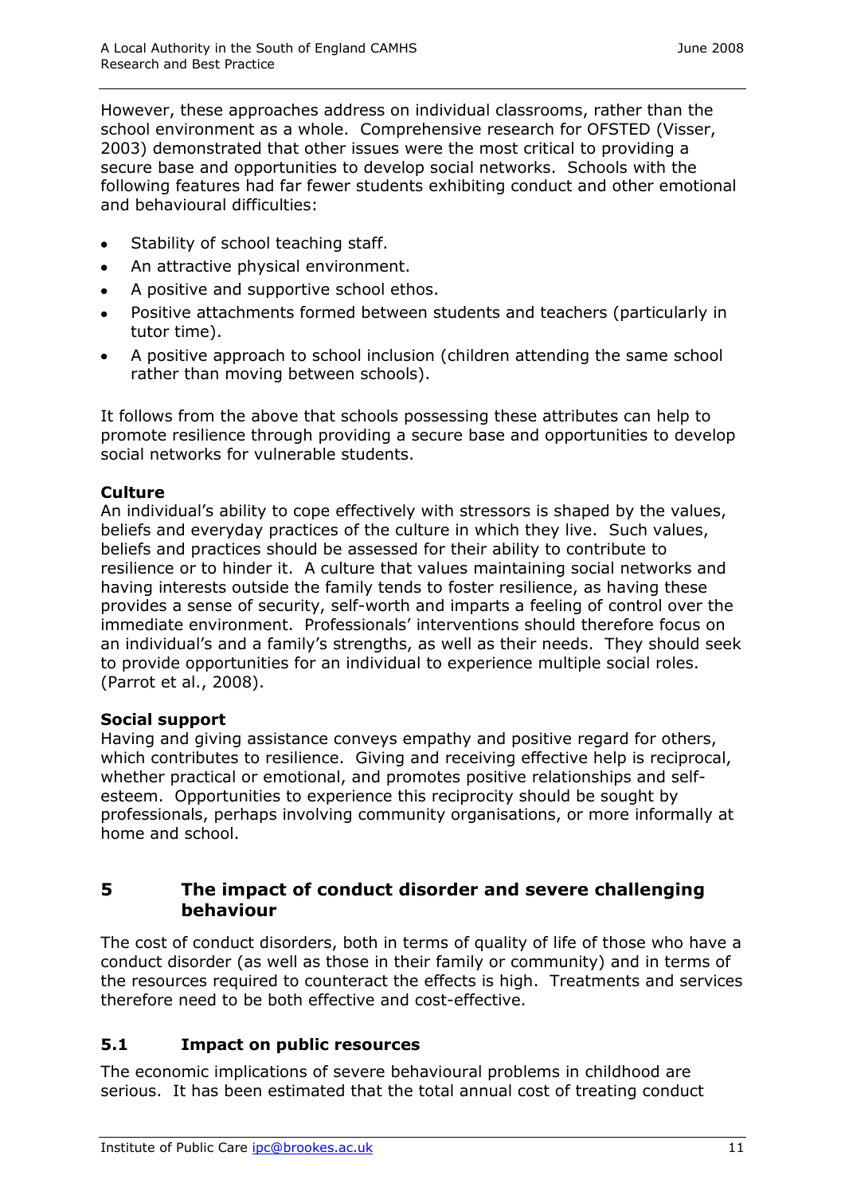However, these approaches address on individual classrooms, rather than the school environment as a whole. Comprehensive research for OFSTED (Visser, 2003) demonstrated that other issues were the most critical to providing a secure base and opportunities to develop social networks. Schools with the following features had far fewer students exhibiting conduct and other emotional and behavioural difficulties:

- Stability of school teaching staff.
- An attractive physical environment.
- A positive and supportive school ethos.
- Positive attachments formed between students and teachers (particularly in tutor time).
- A positive approach to school inclusion (children attending the same school rather than moving between schools).

It follows from the above that schools possessing these attributes can help to promote resilience through providing a secure base and opportunities to develop social networks for vulnerable students.

**Culture**

An individual's ability to cope effectively with stressors is shaped by the values, beliefs and everyday practices of the culture in which they live. Such values, beliefs and practices should be assessed for their ability to contribute to resilience or to hinder it. A culture that values maintaining social networks and having interests outside the family tends to foster resilience, as having these provides a sense of security, self-worth and imparts a feeling of control over the immediate environment. Professionals' interventions should therefore focus on an individual's and a family's strengths, as well as their needs. They should seek to provide opportunities for an individual to experience multiple social roles. (Parrot et al., 2008).

**Social support**

Having and giving assistance conveys empathy and positive regard for others, which contributes to resilience. Giving and receiving effective help is reciprocal, whether practical or emotional, and promotes positive relationships and self-esteem. Opportunities to experience this reciprocity should be sought by professionals, perhaps involving community organisations, or more informally at home and school.

## 5 The impact of conduct disorder and severe challenging behaviour

The cost of conduct disorders, both in terms of quality of life of those who have a conduct disorder (as well as those in their family or community) and in terms of the resources required to counteract the effects is high. Treatments and services therefore need to be both effective and cost-effective.

### 5.1 Impact on public resources

The economic implications of severe behavioural problems in childhood are serious. It has been estimated that the total annual cost of treating conduct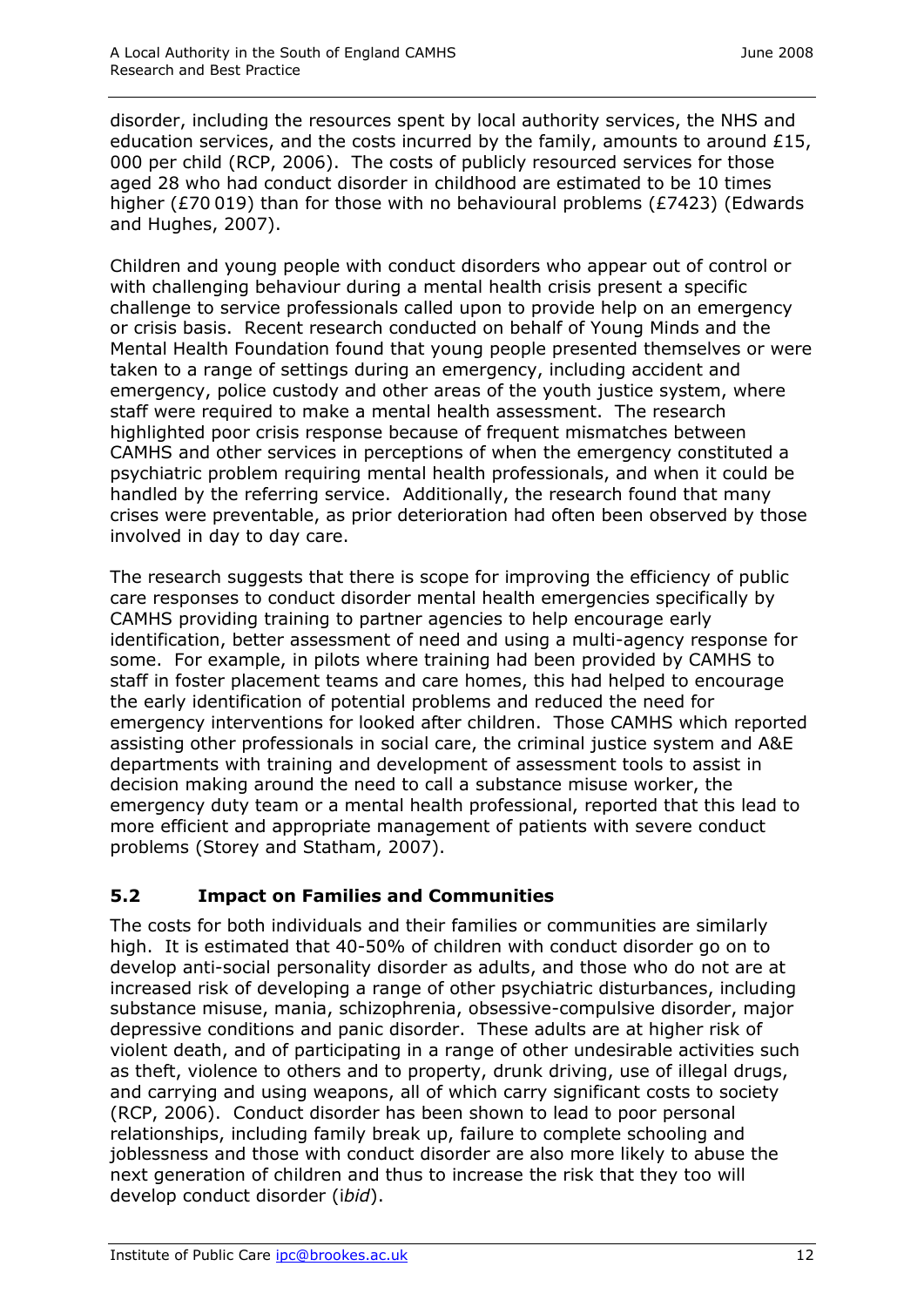disorder, including the resources spent by local authority services, the NHS and education services, and the costs incurred by the family, amounts to around £15, 000 per child (RCP, 2006). The costs of publicly resourced services for those aged 28 who had conduct disorder in childhood are estimated to be 10 times higher (£70 019) than for those with no behavioural problems (£7423) (Edwards and Hughes, 2007).

Children and young people with conduct disorders who appear out of control or with challenging behaviour during a mental health crisis present a specific challenge to service professionals called upon to provide help on an emergency or crisis basis. Recent research conducted on behalf of Young Minds and the Mental Health Foundation found that young people presented themselves or were taken to a range of settings during an emergency, including accident and emergency, police custody and other areas of the youth justice system, where staff were required to make a mental health assessment. The research highlighted poor crisis response because of frequent mismatches between CAMHS and other services in perceptions of when the emergency constituted a psychiatric problem requiring mental health professionals, and when it could be handled by the referring service. Additionally, the research found that many crises were preventable, as prior deterioration had often been observed by those involved in day to day care.

The research suggests that there is scope for improving the efficiency of public care responses to conduct disorder mental health emergencies specifically by CAMHS providing training to partner agencies to help encourage early identification, better assessment of need and using a multi-agency response for some. For example, in pilots where training had been provided by CAMHS to staff in foster placement teams and care homes, this had helped to encourage the early identification of potential problems and reduced the need for emergency interventions for looked after children. Those CAMHS which reported assisting other professionals in social care, the criminal justice system and A&E departments with training and development of assessment tools to assist in decision making around the need to call a substance misuse worker, the emergency duty team or a mental health professional, reported that this lead to more efficient and appropriate management of patients with severe conduct problems (Storey and Statham, 2007).

### 5.2 Impact on Families and Communities

The costs for both individuals and their families or communities are similarly high. It is estimated that 40-50% of children with conduct disorder go on to develop anti-social personality disorder as adults, and those who do not are at increased risk of developing a range of other psychiatric disturbances, including substance misuse, mania, schizophrenia, obsessive-compulsive disorder, major depressive conditions and panic disorder. These adults are at higher risk of violent death, and of participating in a range of other undesirable activities such as theft, violence to others and to property, drunk driving, use of illegal drugs, and carrying and using weapons, all of which carry significant costs to society (RCP, 2006). Conduct disorder has been shown to lead to poor personal relationships, including family break up, failure to complete schooling and joblessness and those with conduct disorder are also more likely to abuse the next generation of children and thus to increase the risk that they too will develop conduct disorder (i*bid*).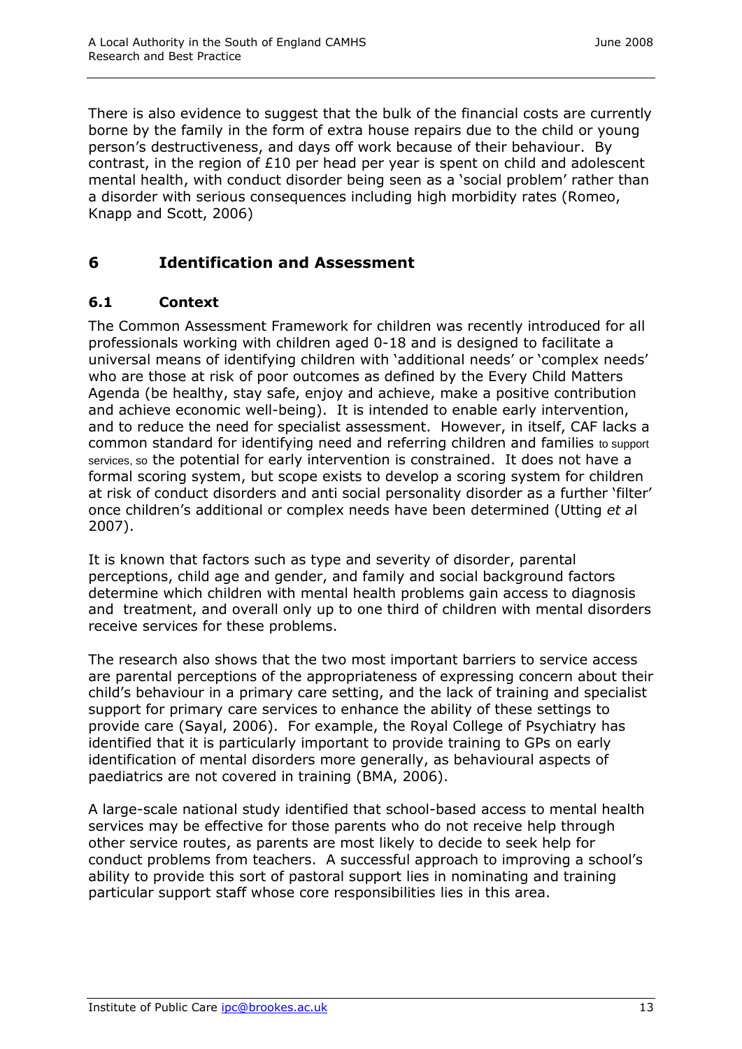There is also evidence to suggest that the bulk of the financial costs are currently borne by the family in the form of extra house repairs due to the child or young person's destructiveness, and days off work because of their behaviour. By contrast, in the region of £10 per head per year is spent on child and adolescent mental health, with conduct disorder being seen as a 'social problem' rather than a disorder with serious consequences including high morbidity rates (Romeo, Knapp and Scott, 2006)

## 6 Identification and Assessment

### 6.1 Context

The Common Assessment Framework for children was recently introduced for all professionals working with children aged 0-18 and is designed to facilitate a universal means of identifying children with 'additional needs' or 'complex needs' who are those at risk of poor outcomes as defined by the Every Child Matters Agenda (be healthy, stay safe, enjoy and achieve, make a positive contribution and achieve economic well-being). It is intended to enable early intervention, and to reduce the need for specialist assessment. However, in itself, CAF lacks a common standard for identifying need and referring children and families to support services, so the potential for early intervention is constrained. It does not have a formal scoring system, but scope exists to develop a scoring system for children at risk of conduct disorders and anti social personality disorder as a further 'filter' once children's additional or complex needs have been determined (Utting *et al* 2007).

It is known that factors such as type and severity of disorder, parental perceptions, child age and gender, and family and social background factors determine which children with mental health problems gain access to diagnosis and treatment, and overall only up to one third of children with mental disorders receive services for these problems.

The research also shows that the two most important barriers to service access are parental perceptions of the appropriateness of expressing concern about their child's behaviour in a primary care setting, and the lack of training and specialist support for primary care services to enhance the ability of these settings to provide care (Sayal, 2006). For example, the Royal College of Psychiatry has identified that it is particularly important to provide training to GPs on early identification of mental disorders more generally, as behavioural aspects of paediatrics are not covered in training (BMA, 2006).

A large-scale national study identified that school-based access to mental health services may be effective for those parents who do not receive help through other service routes, as parents are most likely to decide to seek help for conduct problems from teachers. A successful approach to improving a school's ability to provide this sort of pastoral support lies in nominating and training particular support staff whose core responsibilities lies in this area.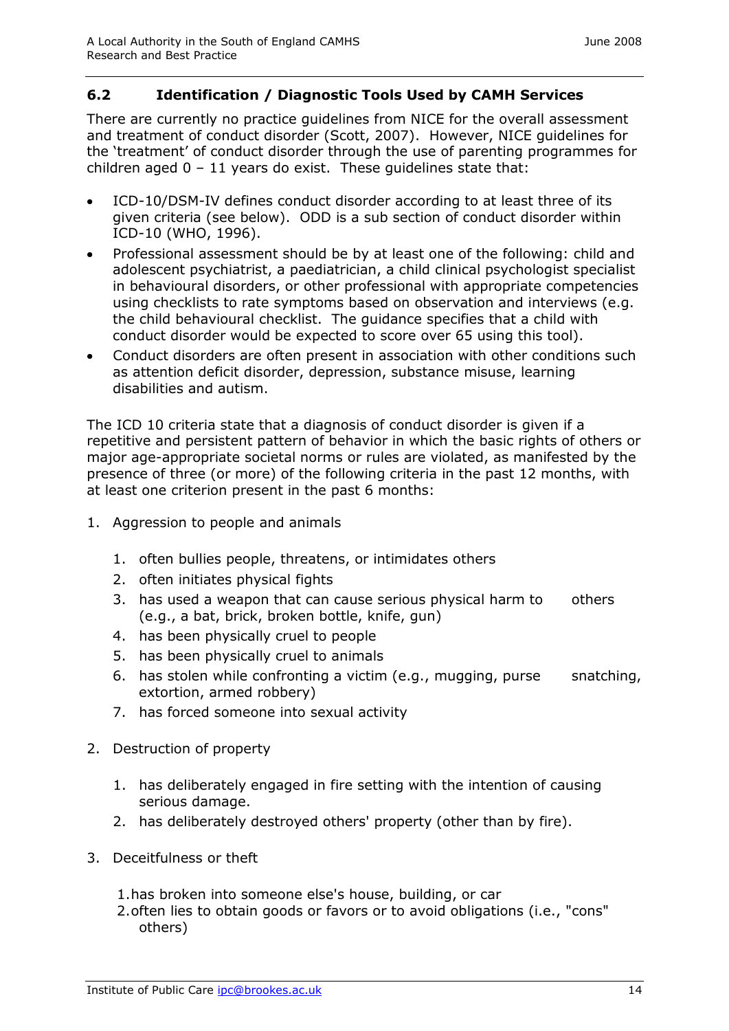## 6.2 Identification / Diagnostic Tools Used by CAMH Services

There are currently no practice guidelines from NICE for the overall assessment and treatment of conduct disorder (Scott, 2007). However, NICE guidelines for the 'treatment' of conduct disorder through the use of parenting programmes for children aged 0 – 11 years do exist. These guidelines state that:

- ICD-10/DSM-IV defines conduct disorder according to at least three of its given criteria (see below). ODD is a sub section of conduct disorder within ICD-10 (WHO, 1996).
- Professional assessment should be by at least one of the following: child and adolescent psychiatrist, a paediatrician, a child clinical psychologist specialist in behavioural disorders, or other professional with appropriate competencies using checklists to rate symptoms based on observation and interviews (e.g. the child behavioural checklist. The guidance specifies that a child with conduct disorder would be expected to score over 65 using this tool).
- Conduct disorders are often present in association with other conditions such as attention deficit disorder, depression, substance misuse, learning disabilities and autism.

The ICD 10 criteria state that a diagnosis of conduct disorder is given if a repetitive and persistent pattern of behavior in which the basic rights of others or major age-appropriate societal norms or rules are violated, as manifested by the presence of three (or more) of the following criteria in the past 12 months, with at least one criterion present in the past 6 months:

1. Aggression to people and animals
    1. often bullies people, threatens, or intimidates others
    2. often initiates physical fights
    3. has used a weapon that can cause serious physical harm to others (e.g., a bat, brick, broken bottle, knife, gun)
    4. has been physically cruel to people
    5. has been physically cruel to animals
    6. has stolen while confronting a victim (e.g., mugging, purse snatching, extortion, armed robbery)
    7. has forced someone into sexual activity
2. Destruction of property
    1. has deliberately engaged in fire setting with the intention of causing serious damage.
    2. has deliberately destroyed others' property (other than by fire).
3. Deceitfulness or theft
    1. has broken into someone else's house, building, or car
    2. often lies to obtain goods or favors or to avoid obligations (i.e., "cons" others)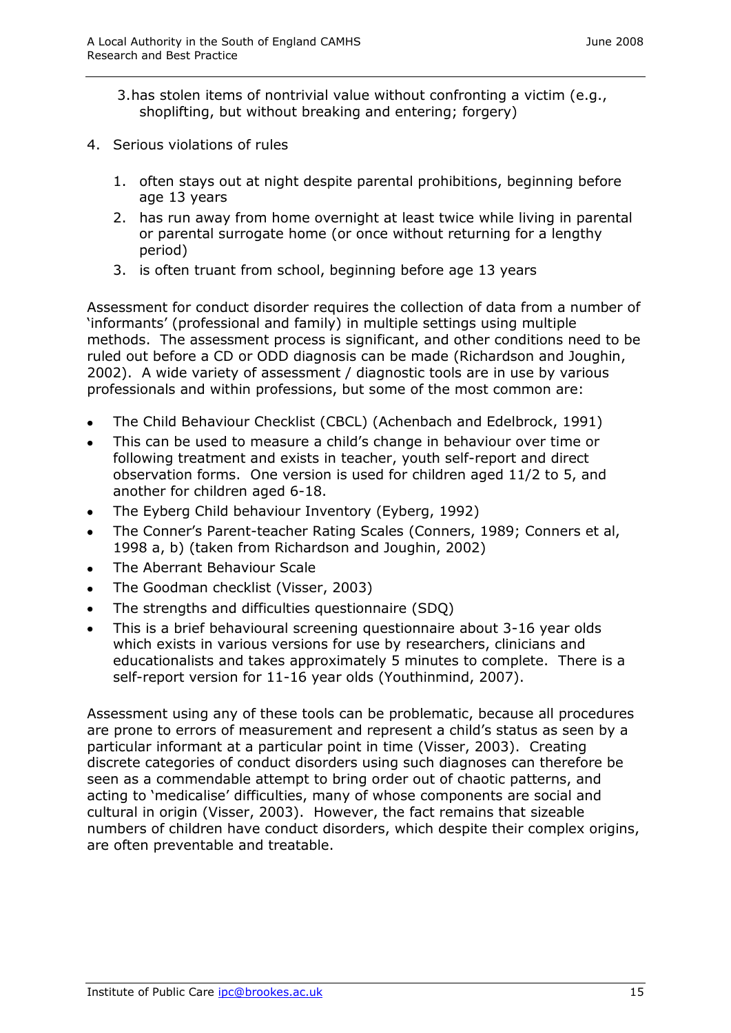3. has stolen items of nontrivial value without confronting a victim (e.g., shoplifting, but without breaking and entering; forgery)

4. Serious violations of rules

    1. often stays out at night despite parental prohibitions, beginning before age 13 years
    2. has run away from home overnight at least twice while living in parental or parental surrogate home (or once without returning for a lengthy period)
    3. is often truant from school, beginning before age 13 years

Assessment for conduct disorder requires the collection of data from a number of 'informants' (professional and family) in multiple settings using multiple methods. The assessment process is significant, and other conditions need to be ruled out before a CD or ODD diagnosis can be made (Richardson and Joughin, 2002). A wide variety of assessment / diagnostic tools are in use by various professionals and within professions, but some of the most common are:

- The Child Behaviour Checklist (CBCL) (Achenbach and Edelbrock, 1991)
- This can be used to measure a child's change in behaviour over time or following treatment and exists in teacher, youth self-report and direct observation forms. One version is used for children aged 11/2 to 5, and another for children aged 6-18.
- The Eyberg Child behaviour Inventory (Eyberg, 1992)
- The Conner's Parent-teacher Rating Scales (Conners, 1989; Conners et al, 1998 a, b) (taken from Richardson and Joughin, 2002)
- The Aberrant Behaviour Scale
- The Goodman checklist (Visser, 2003)
- The strengths and difficulties questionnaire (SDQ)
- This is a brief behavioural screening questionnaire about 3-16 year olds which exists in various versions for use by researchers, clinicians and educationalists and takes approximately 5 minutes to complete. There is a self-report version for 11-16 year olds (Youthinmind, 2007).

Assessment using any of these tools can be problematic, because all procedures are prone to errors of measurement and represent a child's status as seen by a particular informant at a particular point in time (Visser, 2003). Creating discrete categories of conduct disorders using such diagnoses can therefore be seen as a commendable attempt to bring order out of chaotic patterns, and acting to 'medicalise' difficulties, many of whose components are social and cultural in origin (Visser, 2003). However, the fact remains that sizeable numbers of children have conduct disorders, which despite their complex origins, are often preventable and treatable.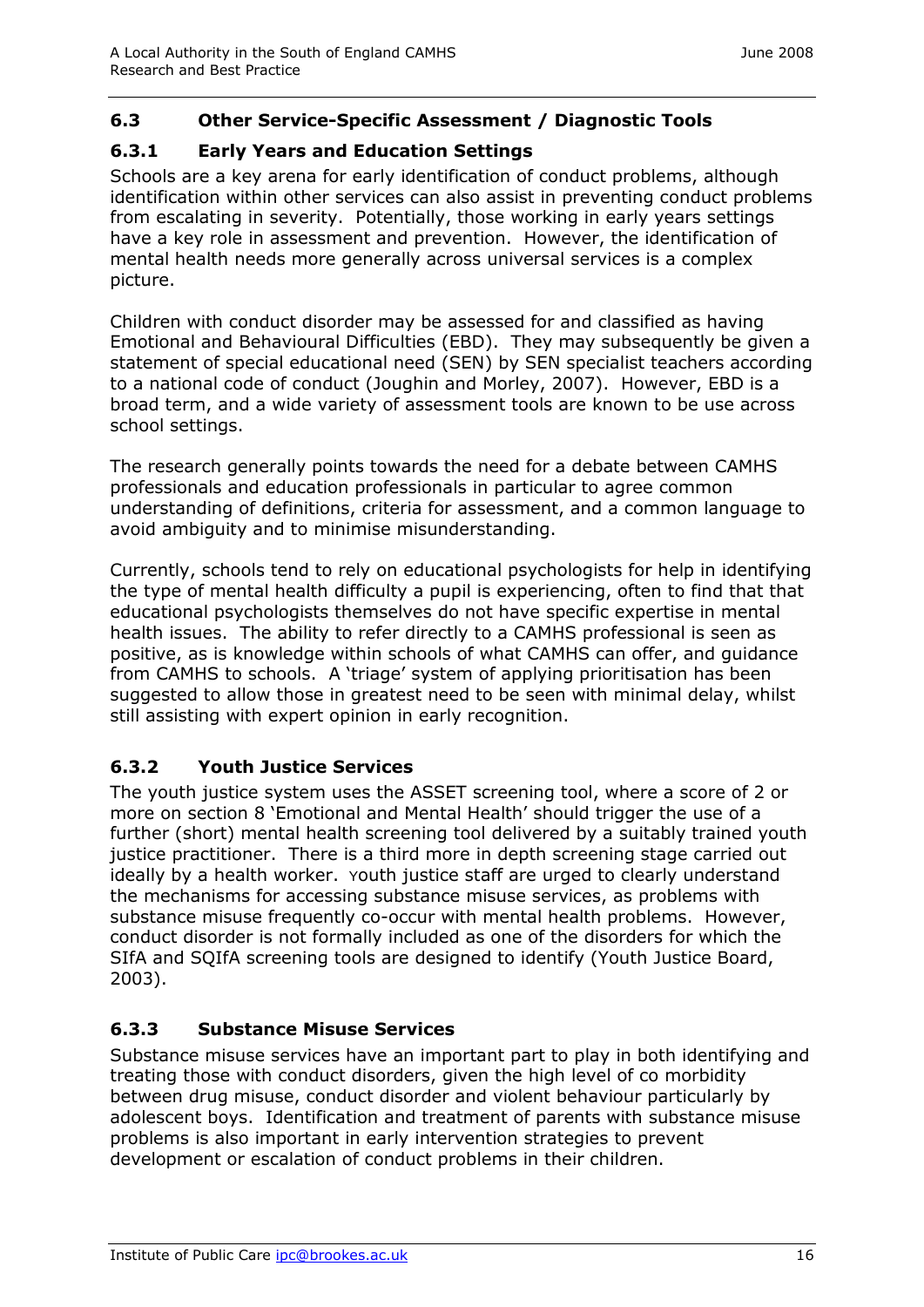### 6.3 Other Service-Specific Assessment / Diagnostic Tools

#### 6.3.1 Early Years and Education Settings

Schools are a key arena for early identification of conduct problems, although identification within other services can also assist in preventing conduct problems from escalating in severity. Potentially, those working in early years settings have a key role in assessment and prevention. However, the identification of mental health needs more generally across universal services is a complex picture.

Children with conduct disorder may be assessed for and classified as having Emotional and Behavioural Difficulties (EBD). They may subsequently be given a statement of special educational need (SEN) by SEN specialist teachers according to a national code of conduct (Joughin and Morley, 2007). However, EBD is a broad term, and a wide variety of assessment tools are known to be use across school settings.

The research generally points towards the need for a debate between CAMHS professionals and education professionals in particular to agree common understanding of definitions, criteria for assessment, and a common language to avoid ambiguity and to minimise misunderstanding.

Currently, schools tend to rely on educational psychologists for help in identifying the type of mental health difficulty a pupil is experiencing, often to find that that educational psychologists themselves do not have specific expertise in mental health issues. The ability to refer directly to a CAMHS professional is seen as positive, as is knowledge within schools of what CAMHS can offer, and guidance from CAMHS to schools. A 'triage' system of applying prioritisation has been suggested to allow those in greatest need to be seen with minimal delay, whilst still assisting with expert opinion in early recognition.

#### 6.3.2 Youth Justice Services

The youth justice system uses the ASSET screening tool, where a score of 2 or more on section 8 'Emotional and Mental Health' should trigger the use of a further (short) mental health screening tool delivered by a suitably trained youth justice practitioner. There is a third more in depth screening stage carried out ideally by a health worker. Youth justice staff are urged to clearly understand the mechanisms for accessing substance misuse services, as problems with substance misuse frequently co-occur with mental health problems. However, conduct disorder is not formally included as one of the disorders for which the SIfA and SQIfA screening tools are designed to identify (Youth Justice Board, 2003).

#### 6.3.3 Substance Misuse Services

Substance misuse services have an important part to play in both identifying and treating those with conduct disorders, given the high level of co morbidity between drug misuse, conduct disorder and violent behaviour particularly by adolescent boys. Identification and treatment of parents with substance misuse problems is also important in early intervention strategies to prevent development or escalation of conduct problems in their children.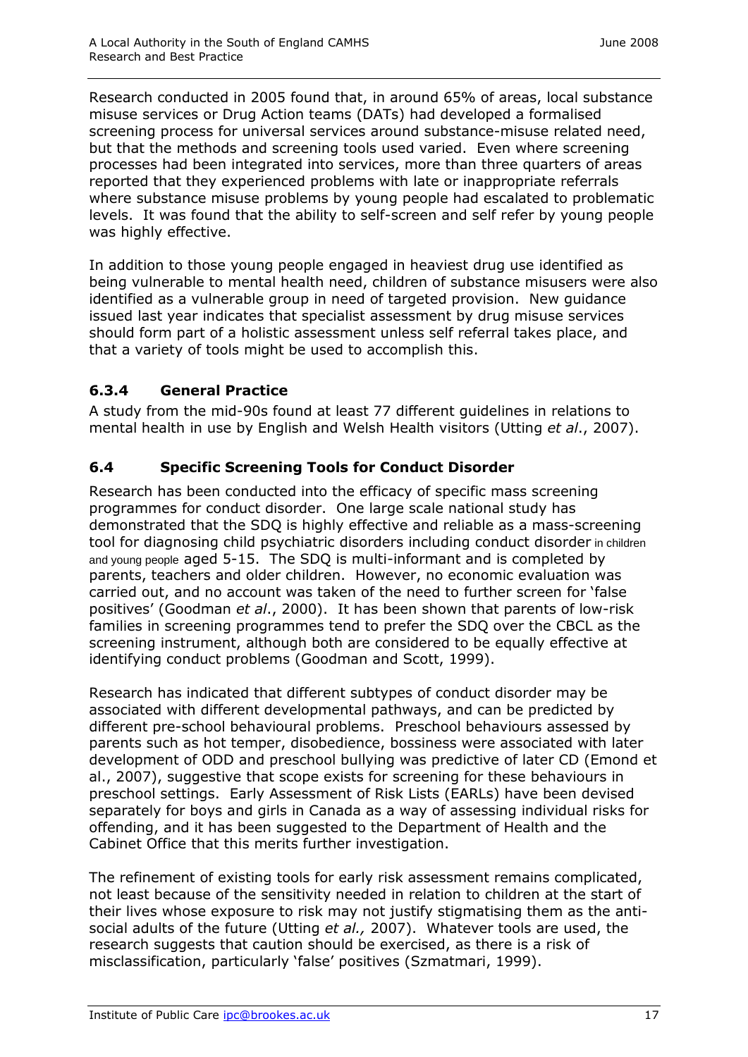Research conducted in 2005 found that, in around 65% of areas, local substance misuse services or Drug Action teams (DATs) had developed a formalised screening process for universal services around substance-misuse related need, but that the methods and screening tools used varied. Even where screening processes had been integrated into services, more than three quarters of areas reported that they experienced problems with late or inappropriate referrals where substance misuse problems by young people had escalated to problematic levels. It was found that the ability to self-screen and self refer by young people was highly effective.

In addition to those young people engaged in heaviest drug use identified as being vulnerable to mental health need, children of substance misusers were also identified as a vulnerable group in need of targeted provision. New guidance issued last year indicates that specialist assessment by drug misuse services should form part of a holistic assessment unless self referral takes place, and that a variety of tools might be used to accomplish this.

### 6.3.4 General Practice

A study from the mid-90s found at least 77 different guidelines in relations to mental health in use by English and Welsh Health visitors (Utting *et al*., 2007).

## 6.4 Specific Screening Tools for Conduct Disorder

Research has been conducted into the efficacy of specific mass screening programmes for conduct disorder. One large scale national study has demonstrated that the SDQ is highly effective and reliable as a mass-screening tool for diagnosing child psychiatric disorders including conduct disorder in children and young people aged 5-15. The SDQ is multi-informant and is completed by parents, teachers and older children. However, no economic evaluation was carried out, and no account was taken of the need to further screen for 'false positives' (Goodman *et al*., 2000). It has been shown that parents of low-risk families in screening programmes tend to prefer the SDQ over the CBCL as the screening instrument, although both are considered to be equally effective at identifying conduct problems (Goodman and Scott, 1999).

Research has indicated that different subtypes of conduct disorder may be associated with different developmental pathways, and can be predicted by different pre-school behavioural problems. Preschool behaviours assessed by parents such as hot temper, disobedience, bossiness were associated with later development of ODD and preschool bullying was predictive of later CD (Emond et al., 2007), suggestive that scope exists for screening for these behaviours in preschool settings. Early Assessment of Risk Lists (EARLs) have been devised separately for boys and girls in Canada as a way of assessing individual risks for offending, and it has been suggested to the Department of Health and the Cabinet Office that this merits further investigation.

The refinement of existing tools for early risk assessment remains complicated, not least because of the sensitivity needed in relation to children at the start of their lives whose exposure to risk may not justify stigmatising them as the anti-social adults of the future (Utting *et al.,* 2007). Whatever tools are used, the research suggests that caution should be exercised, as there is a risk of misclassification, particularly 'false' positives (Szmatmari, 1999).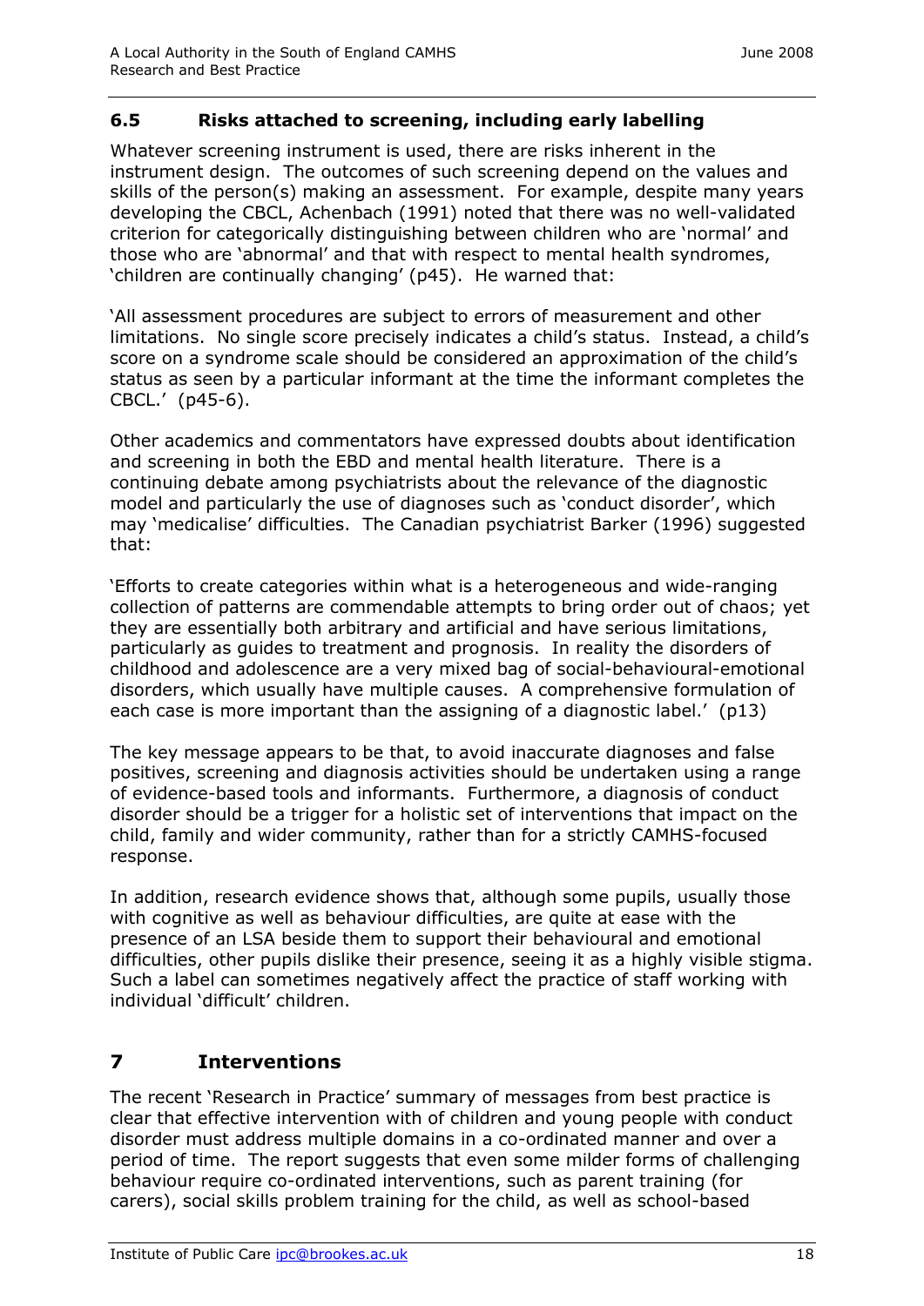## 6.5 Risks attached to screening, including early labelling

Whatever screening instrument is used, there are risks inherent in the instrument design. The outcomes of such screening depend on the values and skills of the person(s) making an assessment. For example, despite many years developing the CBCL, Achenbach (1991) noted that there was no well-validated criterion for categorically distinguishing between children who are 'normal' and those who are 'abnormal' and that with respect to mental health syndromes, 'children are continually changing' (p45). He warned that:

'All assessment procedures are subject to errors of measurement and other limitations. No single score precisely indicates a child's status. Instead, a child's score on a syndrome scale should be considered an approximation of the child's status as seen by a particular informant at the time the informant completes the CBCL.' (p45-6).

Other academics and commentators have expressed doubts about identification and screening in both the EBD and mental health literature. There is a continuing debate among psychiatrists about the relevance of the diagnostic model and particularly the use of diagnoses such as 'conduct disorder', which may 'medicalise' difficulties. The Canadian psychiatrist Barker (1996) suggested that:

'Efforts to create categories within what is a heterogeneous and wide-ranging collection of patterns are commendable attempts to bring order out of chaos; yet they are essentially both arbitrary and artificial and have serious limitations, particularly as guides to treatment and prognosis. In reality the disorders of childhood and adolescence are a very mixed bag of social-behavioural-emotional disorders, which usually have multiple causes. A comprehensive formulation of each case is more important than the assigning of a diagnostic label.' (p13)

The key message appears to be that, to avoid inaccurate diagnoses and false positives, screening and diagnosis activities should be undertaken using a range of evidence-based tools and informants. Furthermore, a diagnosis of conduct disorder should be a trigger for a holistic set of interventions that impact on the child, family and wider community, rather than for a strictly CAMHS-focused response.

In addition, research evidence shows that, although some pupils, usually those with cognitive as well as behaviour difficulties, are quite at ease with the presence of an LSA beside them to support their behavioural and emotional difficulties, other pupils dislike their presence, seeing it as a highly visible stigma. Such a label can sometimes negatively affect the practice of staff working with individual 'difficult' children.

# 7 Interventions

The recent 'Research in Practice' summary of messages from best practice is clear that effective intervention with of children and young people with conduct disorder must address multiple domains in a co-ordinated manner and over a period of time. The report suggests that even some milder forms of challenging behaviour require co-ordinated interventions, such as parent training (for carers), social skills problem training for the child, as well as school-based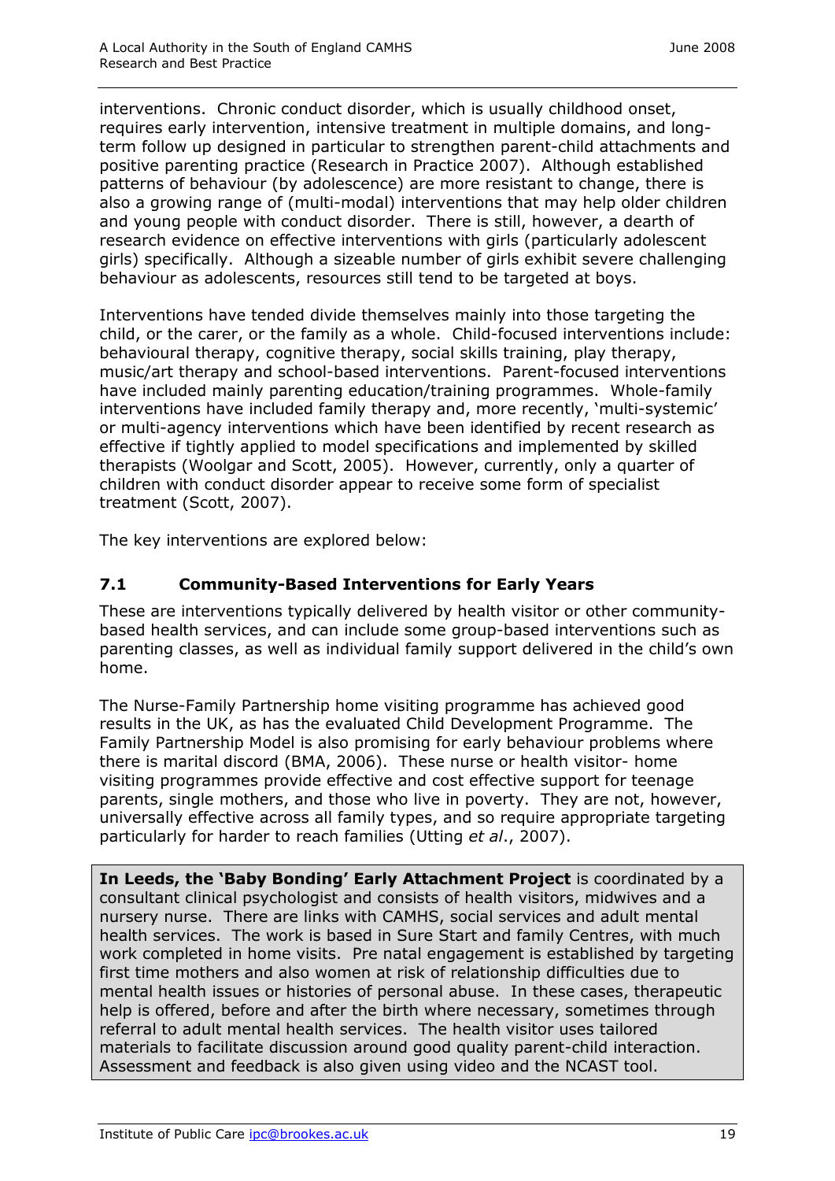interventions. Chronic conduct disorder, which is usually childhood onset, requires early intervention, intensive treatment in multiple domains, and long-term follow up designed in particular to strengthen parent-child attachments and positive parenting practice (Research in Practice 2007). Although established patterns of behaviour (by adolescence) are more resistant to change, there is also a growing range of (multi-modal) interventions that may help older children and young people with conduct disorder. There is still, however, a dearth of research evidence on effective interventions with girls (particularly adolescent girls) specifically. Although a sizeable number of girls exhibit severe challenging behaviour as adolescents, resources still tend to be targeted at boys.

Interventions have tended divide themselves mainly into those targeting the child, or the carer, or the family as a whole. Child-focused interventions include: behavioural therapy, cognitive therapy, social skills training, play therapy, music/art therapy and school-based interventions. Parent-focused interventions have included mainly parenting education/training programmes. Whole-family interventions have included family therapy and, more recently, 'multi-systemic' or multi-agency interventions which have been identified by recent research as effective if tightly applied to model specifications and implemented by skilled therapists (Woolgar and Scott, 2005). However, currently, only a quarter of children with conduct disorder appear to receive some form of specialist treatment (Scott, 2007).

The key interventions are explored below:

### 7.1 Community-Based Interventions for Early Years

These are interventions typically delivered by health visitor or other community-based health services, and can include some group-based interventions such as parenting classes, as well as individual family support delivered in the child's own home.

The Nurse-Family Partnership home visiting programme has achieved good results in the UK, as has the evaluated Child Development Programme. The Family Partnership Model is also promising for early behaviour problems where there is marital discord (BMA, 2006). These nurse or health visitor- home visiting programmes provide effective and cost effective support for teenage parents, single mothers, and those who live in poverty. They are not, however, universally effective across all family types, and so require appropriate targeting particularly for harder to reach families (Utting *et al*., 2007).

**In Leeds, the 'Baby Bonding' Early Attachment Project** is coordinated by a consultant clinical psychologist and consists of health visitors, midwives and a nursery nurse. There are links with CAMHS, social services and adult mental health services. The work is based in Sure Start and family Centres, with much work completed in home visits. Pre natal engagement is established by targeting first time mothers and also women at risk of relationship difficulties due to mental health issues or histories of personal abuse. In these cases, therapeutic help is offered, before and after the birth where necessary, sometimes through referral to adult mental health services. The health visitor uses tailored materials to facilitate discussion around good quality parent-child interaction. Assessment and feedback is also given using video and the NCAST tool.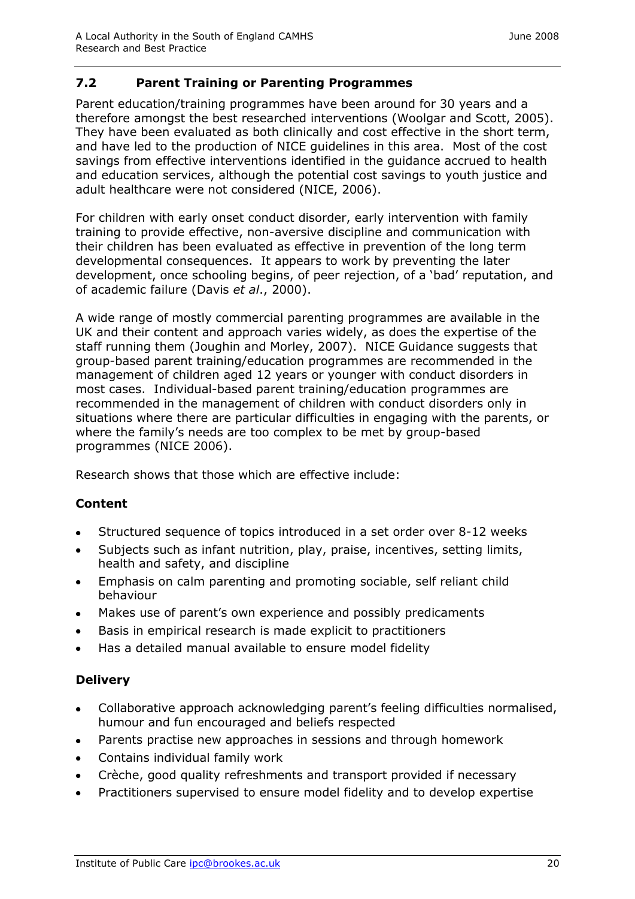## 7.2 Parent Training or Parenting Programmes

Parent education/training programmes have been around for 30 years and a therefore amongst the best researched interventions (Woolgar and Scott, 2005). They have been evaluated as both clinically and cost effective in the short term, and have led to the production of NICE guidelines in this area. Most of the cost savings from effective interventions identified in the guidance accrued to health and education services, although the potential cost savings to youth justice and adult healthcare were not considered (NICE, 2006).

For children with early onset conduct disorder, early intervention with family training to provide effective, non-aversive discipline and communication with their children has been evaluated as effective in prevention of the long term developmental consequences. It appears to work by preventing the later development, once schooling begins, of peer rejection, of a 'bad' reputation, and of academic failure (Davis *et al*., 2000).

A wide range of mostly commercial parenting programmes are available in the UK and their content and approach varies widely, as does the expertise of the staff running them (Joughin and Morley, 2007). NICE Guidance suggests that group-based parent training/education programmes are recommended in the management of children aged 12 years or younger with conduct disorders in most cases. Individual-based parent training/education programmes are recommended in the management of children with conduct disorders only in situations where there are particular difficulties in engaging with the parents, or where the family's needs are too complex to be met by group-based programmes (NICE 2006).

Research shows that those which are effective include:

**Content**

- Structured sequence of topics introduced in a set order over 8-12 weeks
- Subjects such as infant nutrition, play, praise, incentives, setting limits, health and safety, and discipline
- Emphasis on calm parenting and promoting sociable, self reliant child behaviour
- Makes use of parent's own experience and possibly predicaments
- Basis in empirical research is made explicit to practitioners
- Has a detailed manual available to ensure model fidelity

**Delivery**

- Collaborative approach acknowledging parent's feeling difficulties normalised, humour and fun encouraged and beliefs respected
- Parents practise new approaches in sessions and through homework
- Contains individual family work
- Crèche, good quality refreshments and transport provided if necessary
- Practitioners supervised to ensure model fidelity and to develop expertise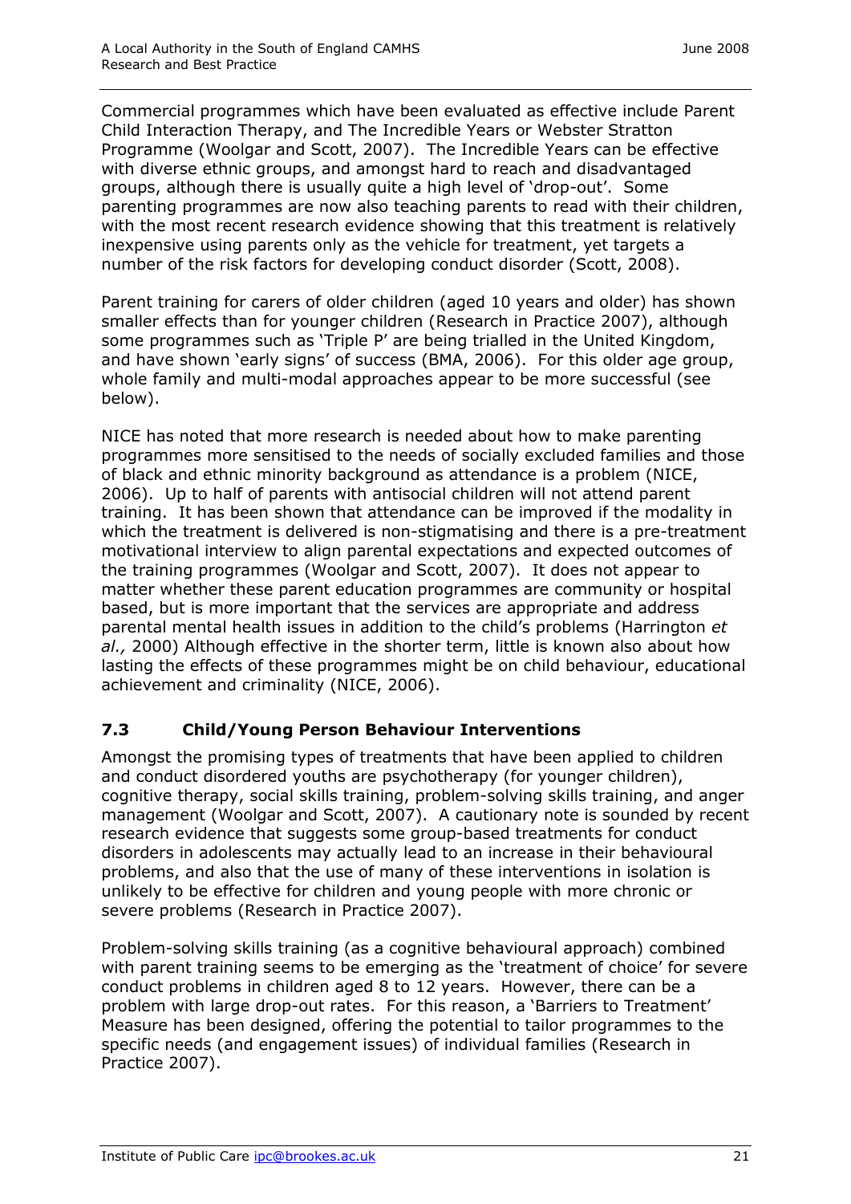Commercial programmes which have been evaluated as effective include Parent Child Interaction Therapy, and The Incredible Years or Webster Stratton Programme (Woolgar and Scott, 2007). The Incredible Years can be effective with diverse ethnic groups, and amongst hard to reach and disadvantaged groups, although there is usually quite a high level of 'drop-out'. Some parenting programmes are now also teaching parents to read with their children, with the most recent research evidence showing that this treatment is relatively inexpensive using parents only as the vehicle for treatment, yet targets a number of the risk factors for developing conduct disorder (Scott, 2008).

Parent training for carers of older children (aged 10 years and older) has shown smaller effects than for younger children (Research in Practice 2007), although some programmes such as 'Triple P' are being trialled in the United Kingdom, and have shown 'early signs' of success (BMA, 2006). For this older age group, whole family and multi-modal approaches appear to be more successful (see below).

NICE has noted that more research is needed about how to make parenting programmes more sensitised to the needs of socially excluded families and those of black and ethnic minority background as attendance is a problem (NICE, 2006). Up to half of parents with antisocial children will not attend parent training. It has been shown that attendance can be improved if the modality in which the treatment is delivered is non-stigmatising and there is a pre-treatment motivational interview to align parental expectations and expected outcomes of the training programmes (Woolgar and Scott, 2007). It does not appear to matter whether these parent education programmes are community or hospital based, but is more important that the services are appropriate and address parental mental health issues in addition to the child's problems (Harrington *et al.,* 2000) Although effective in the shorter term, little is known also about how lasting the effects of these programmes might be on child behaviour, educational achievement and criminality (NICE, 2006).

### 7.3 Child/Young Person Behaviour Interventions

Amongst the promising types of treatments that have been applied to children and conduct disordered youths are psychotherapy (for younger children), cognitive therapy, social skills training, problem-solving skills training, and anger management (Woolgar and Scott, 2007). A cautionary note is sounded by recent research evidence that suggests some group-based treatments for conduct disorders in adolescents may actually lead to an increase in their behavioural problems, and also that the use of many of these interventions in isolation is unlikely to be effective for children and young people with more chronic or severe problems (Research in Practice 2007).

Problem-solving skills training (as a cognitive behavioural approach) combined with parent training seems to be emerging as the 'treatment of choice' for severe conduct problems in children aged 8 to 12 years. However, there can be a problem with large drop-out rates. For this reason, a 'Barriers to Treatment' Measure has been designed, offering the potential to tailor programmes to the specific needs (and engagement issues) of individual families (Research in Practice 2007).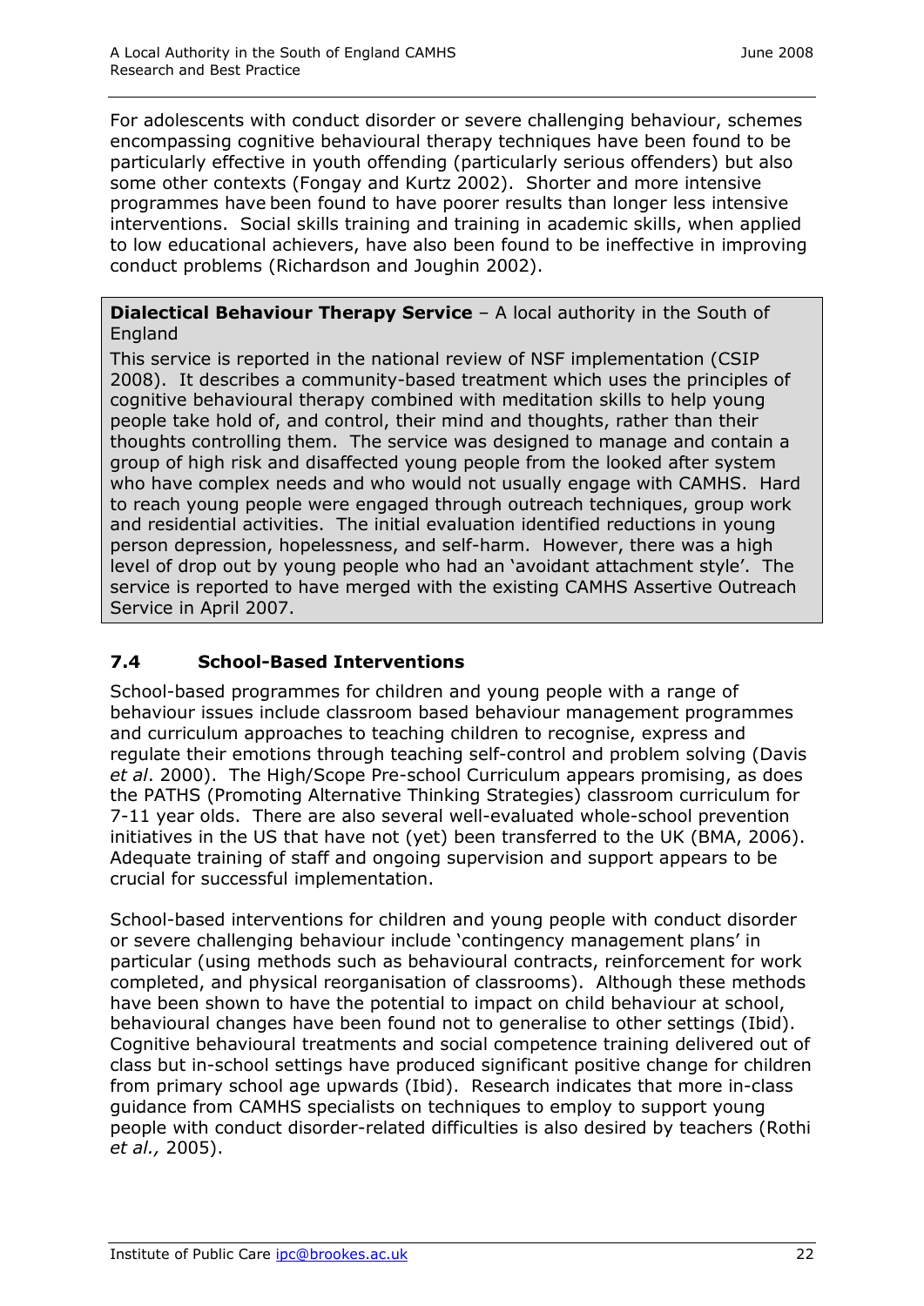For adolescents with conduct disorder or severe challenging behaviour, schemes encompassing cognitive behavioural therapy techniques have been found to be particularly effective in youth offending (particularly serious offenders) but also some other contexts (Fongay and Kurtz 2002). Shorter and more intensive programmes have been found to have poorer results than longer less intensive interventions. Social skills training and training in academic skills, when applied to low educational achievers, have also been found to be ineffective in improving conduct problems (Richardson and Joughin 2002).

> **Dialectical Behaviour Therapy Service** – A local authority in the South of England
>
> This service is reported in the national review of NSF implementation (CSIP 2008). It describes a community-based treatment which uses the principles of cognitive behavioural therapy combined with meditation skills to help young people take hold of, and control, their mind and thoughts, rather than their thoughts controlling them. The service was designed to manage and contain a group of high risk and disaffected young people from the looked after system who have complex needs and who would not usually engage with CAMHS. Hard to reach young people were engaged through outreach techniques, group work and residential activities. The initial evaluation identified reductions in young person depression, hopelessness, and self-harm. However, there was a high level of drop out by young people who had an 'avoidant attachment style'. The service is reported to have merged with the existing CAMHS Assertive Outreach Service in April 2007.

### 7.4 School-Based Interventions

School-based programmes for children and young people with a range of behaviour issues include classroom based behaviour management programmes and curriculum approaches to teaching children to recognise, express and regulate their emotions through teaching self-control and problem solving (Davis *et al*. 2000). The High/Scope Pre-school Curriculum appears promising, as does the PATHS (Promoting Alternative Thinking Strategies) classroom curriculum for 7-11 year olds. There are also several well-evaluated whole-school prevention initiatives in the US that have not (yet) been transferred to the UK (BMA, 2006). Adequate training of staff and ongoing supervision and support appears to be crucial for successful implementation.

School-based interventions for children and young people with conduct disorder or severe challenging behaviour include 'contingency management plans' in particular (using methods such as behavioural contracts, reinforcement for work completed, and physical reorganisation of classrooms). Although these methods have been shown to have the potential to impact on child behaviour at school, behavioural changes have been found not to generalise to other settings (Ibid). Cognitive behavioural treatments and social competence training delivered out of class but in-school settings have produced significant positive change for children from primary school age upwards (Ibid). Research indicates that more in-class guidance from CAMHS specialists on techniques to employ to support young people with conduct disorder-related difficulties is also desired by teachers (Rothi *et al.,* 2005).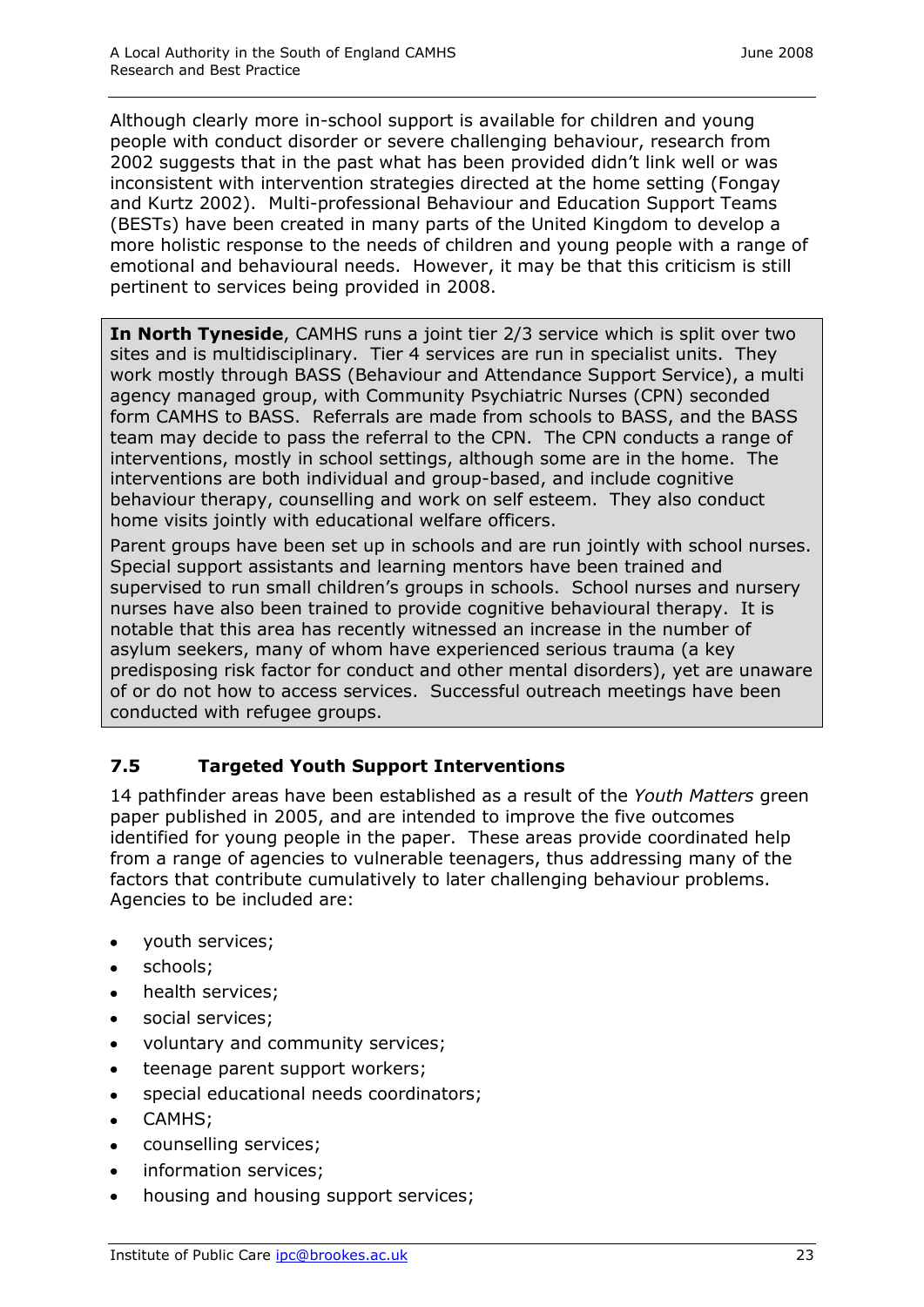Although clearly more in-school support is available for children and young people with conduct disorder or severe challenging behaviour, research from 2002 suggests that in the past what has been provided didn't link well or was inconsistent with intervention strategies directed at the home setting (Fongay and Kurtz 2002). Multi-professional Behaviour and Education Support Teams (BESTs) have been created in many parts of the United Kingdom to develop a more holistic response to the needs of children and young people with a range of emotional and behavioural needs. However, it may be that this criticism is still pertinent to services being provided in 2008.

**In North Tyneside**, CAMHS runs a joint tier 2/3 service which is split over two sites and is multidisciplinary. Tier 4 services are run in specialist units. They work mostly through BASS (Behaviour and Attendance Support Service), a multi agency managed group, with Community Psychiatric Nurses (CPN) seconded form CAMHS to BASS. Referrals are made from schools to BASS, and the BASS team may decide to pass the referral to the CPN. The CPN conducts a range of interventions, mostly in school settings, although some are in the home. The interventions are both individual and group-based, and include cognitive behaviour therapy, counselling and work on self esteem. They also conduct home visits jointly with educational welfare officers.

Parent groups have been set up in schools and are run jointly with school nurses. Special support assistants and learning mentors have been trained and supervised to run small children's groups in schools. School nurses and nursery nurses have also been trained to provide cognitive behavioural therapy. It is notable that this area has recently witnessed an increase in the number of asylum seekers, many of whom have experienced serious trauma (a key predisposing risk factor for conduct and other mental disorders), yet are unaware of or do not how to access services. Successful outreach meetings have been conducted with refugee groups.

### 7.5 Targeted Youth Support Interventions

14 pathfinder areas have been established as a result of the *Youth Matters* green paper published in 2005, and are intended to improve the five outcomes identified for young people in the paper. These areas provide coordinated help from a range of agencies to vulnerable teenagers, thus addressing many of the factors that contribute cumulatively to later challenging behaviour problems. Agencies to be included are:

- youth services;
- schools;
- health services;
- social services;
- voluntary and community services;
- teenage parent support workers;
- special educational needs coordinators;
- CAMHS;
- counselling services;
- information services;
- housing and housing support services;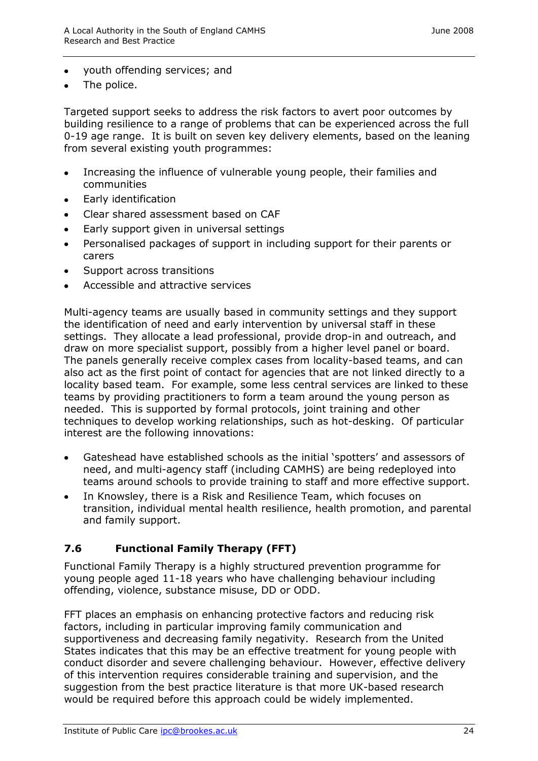- youth offending services; and
- The police.

Targeted support seeks to address the risk factors to avert poor outcomes by building resilience to a range of problems that can be experienced across the full 0-19 age range. It is built on seven key delivery elements, based on the leaning from several existing youth programmes:

- Increasing the influence of vulnerable young people, their families and communities
- Early identification
- Clear shared assessment based on CAF
- Early support given in universal settings
- Personalised packages of support in including support for their parents or carers
- Support across transitions
- Accessible and attractive services

Multi-agency teams are usually based in community settings and they support the identification of need and early intervention by universal staff in these settings. They allocate a lead professional, provide drop-in and outreach, and draw on more specialist support, possibly from a higher level panel or board. The panels generally receive complex cases from locality-based teams, and can also act as the first point of contact for agencies that are not linked directly to a locality based team. For example, some less central services are linked to these teams by providing practitioners to form a team around the young person as needed. This is supported by formal protocols, joint training and other techniques to develop working relationships, such as hot-desking. Of particular interest are the following innovations:

- Gateshead have established schools as the initial 'spotters' and assessors of need, and multi-agency staff (including CAMHS) are being redeployed into teams around schools to provide training to staff and more effective support.
- In Knowsley, there is a Risk and Resilience Team, which focuses on transition, individual mental health resilience, health promotion, and parental and family support.

## 7.6 Functional Family Therapy (FFT)

Functional Family Therapy is a highly structured prevention programme for young people aged 11-18 years who have challenging behaviour including offending, violence, substance misuse, DD or ODD.

FFT places an emphasis on enhancing protective factors and reducing risk factors, including in particular improving family communication and supportiveness and decreasing family negativity. Research from the United States indicates that this may be an effective treatment for young people with conduct disorder and severe challenging behaviour. However, effective delivery of this intervention requires considerable training and supervision, and the suggestion from the best practice literature is that more UK-based research would be required before this approach could be widely implemented.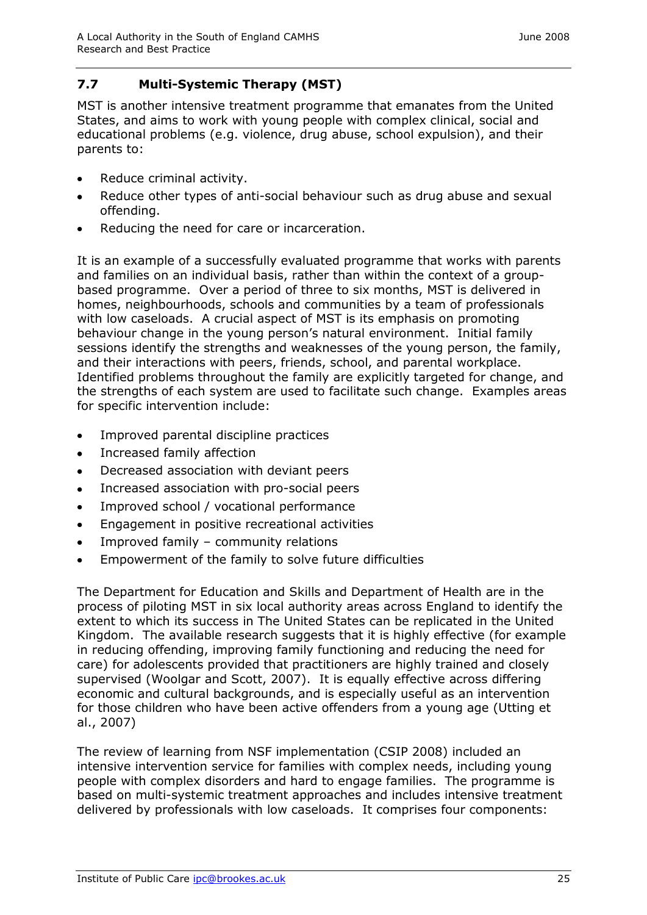## 7.7 Multi-Systemic Therapy (MST)

MST is another intensive treatment programme that emanates from the United States, and aims to work with young people with complex clinical, social and educational problems (e.g. violence, drug abuse, school expulsion), and their parents to:

- Reduce criminal activity.
- Reduce other types of anti-social behaviour such as drug abuse and sexual offending.
- Reducing the need for care or incarceration.

It is an example of a successfully evaluated programme that works with parents and families on an individual basis, rather than within the context of a group-based programme. Over a period of three to six months, MST is delivered in homes, neighbourhoods, schools and communities by a team of professionals with low caseloads. A crucial aspect of MST is its emphasis on promoting behaviour change in the young person's natural environment. Initial family sessions identify the strengths and weaknesses of the young person, the family, and their interactions with peers, friends, school, and parental workplace. Identified problems throughout the family are explicitly targeted for change, and the strengths of each system are used to facilitate such change. Examples areas for specific intervention include:

- Improved parental discipline practices
- Increased family affection
- Decreased association with deviant peers
- Increased association with pro-social peers
- Improved school / vocational performance
- Engagement in positive recreational activities
- Improved family – community relations
- Empowerment of the family to solve future difficulties

The Department for Education and Skills and Department of Health are in the process of piloting MST in six local authority areas across England to identify the extent to which its success in The United States can be replicated in the United Kingdom. The available research suggests that it is highly effective (for example in reducing offending, improving family functioning and reducing the need for care) for adolescents provided that practitioners are highly trained and closely supervised (Woolgar and Scott, 2007). It is equally effective across differing economic and cultural backgrounds, and is especially useful as an intervention for those children who have been active offenders from a young age (Utting et al., 2007)

The review of learning from NSF implementation (CSIP 2008) included an intensive intervention service for families with complex needs, including young people with complex disorders and hard to engage families. The programme is based on multi-systemic treatment approaches and includes intensive treatment delivered by professionals with low caseloads. It comprises four components: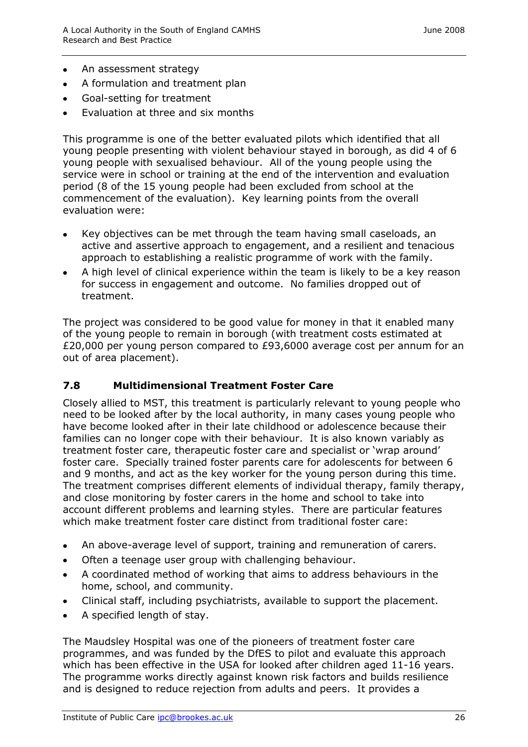- An assessment strategy
- A formulation and treatment plan
- Goal-setting for treatment
- Evaluation at three and six months

This programme is one of the better evaluated pilots which identified that all young people presenting with violent behaviour stayed in borough, as did 4 of 6 young people with sexualised behaviour. All of the young people using the service were in school or training at the end of the intervention and evaluation period (8 of the 15 young people had been excluded from school at the commencement of the evaluation). Key learning points from the overall evaluation were:

- Key objectives can be met through the team having small caseloads, an active and assertive approach to engagement, and a resilient and tenacious approach to establishing a realistic programme of work with the family.
- A high level of clinical experience within the team is likely to be a key reason for success in engagement and outcome. No families dropped out of treatment.

The project was considered to be good value for money in that it enabled many of the young people to remain in borough (with treatment costs estimated at £20,000 per young person compared to £93,6000 average cost per annum for an out of area placement).

### 7.8 Multidimensional Treatment Foster Care

Closely allied to MST, this treatment is particularly relevant to young people who need to be looked after by the local authority, in many cases young people who have become looked after in their late childhood or adolescence because their families can no longer cope with their behaviour. It is also known variably as treatment foster care, therapeutic foster care and specialist or 'wrap around' foster care. Specially trained foster parents care for adolescents for between 6 and 9 months, and act as the key worker for the young person during this time. The treatment comprises different elements of individual therapy, family therapy, and close monitoring by foster carers in the home and school to take into account different problems and learning styles. There are particular features which make treatment foster care distinct from traditional foster care:

- An above-average level of support, training and remuneration of carers.
- Often a teenage user group with challenging behaviour.
- A coordinated method of working that aims to address behaviours in the home, school, and community.
- Clinical staff, including psychiatrists, available to support the placement.
- A specified length of stay.

The Maudsley Hospital was one of the pioneers of treatment foster care programmes, and was funded by the DfES to pilot and evaluate this approach which has been effective in the USA for looked after children aged 11-16 years. The programme works directly against known risk factors and builds resilience and is designed to reduce rejection from adults and peers. It provides a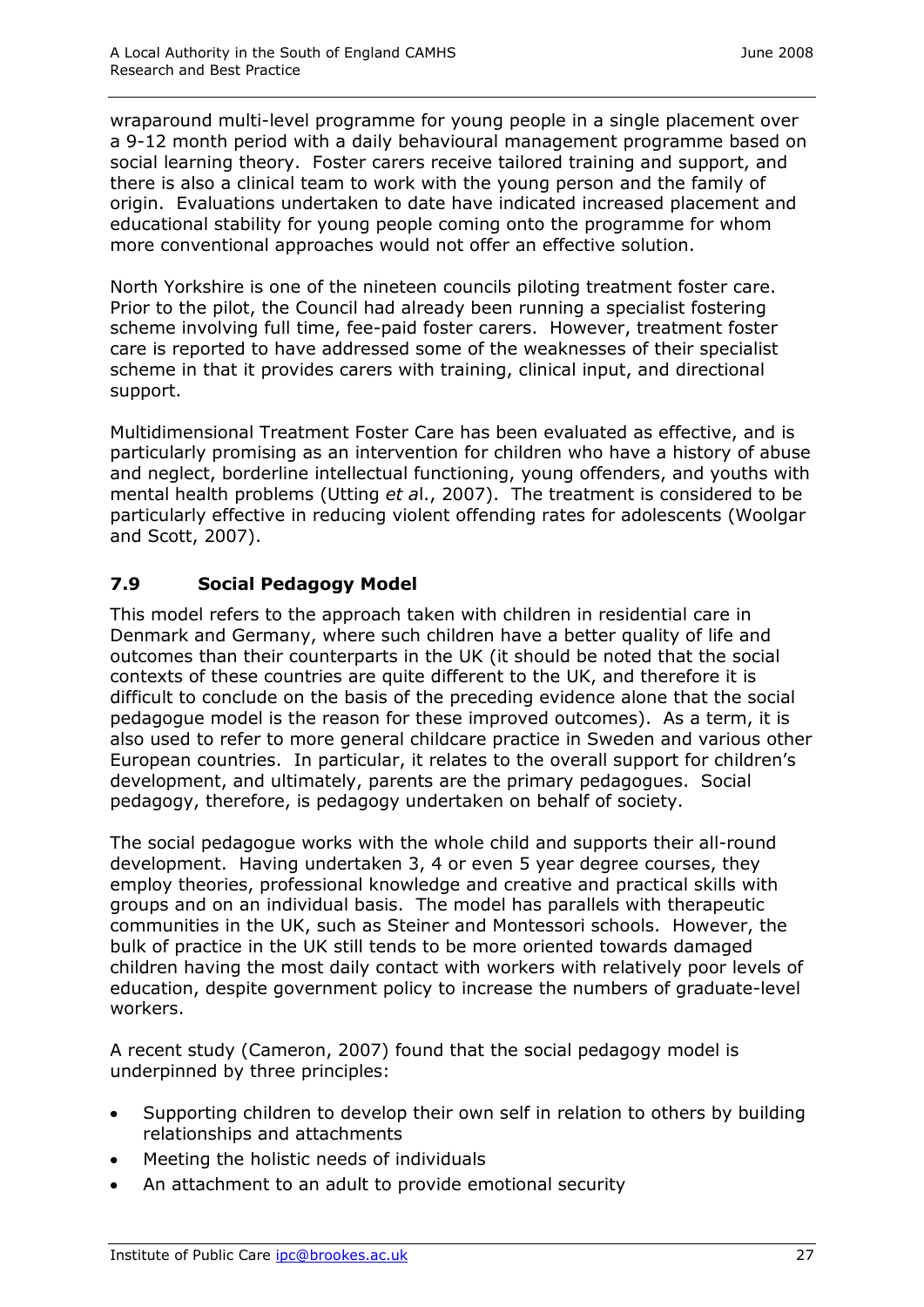wraparound multi-level programme for young people in a single placement over a 9-12 month period with a daily behavioural management programme based on social learning theory. Foster carers receive tailored training and support, and there is also a clinical team to work with the young person and the family of origin. Evaluations undertaken to date have indicated increased placement and educational stability for young people coming onto the programme for whom more conventional approaches would not offer an effective solution.

North Yorkshire is one of the nineteen councils piloting treatment foster care. Prior to the pilot, the Council had already been running a specialist fostering scheme involving full time, fee-paid foster carers. However, treatment foster care is reported to have addressed some of the weaknesses of their specialist scheme in that it provides carers with training, clinical input, and directional support.

Multidimensional Treatment Foster Care has been evaluated as effective, and is particularly promising as an intervention for children who have a history of abuse and neglect, borderline intellectual functioning, young offenders, and youths with mental health problems (Utting *et al*., 2007). The treatment is considered to be particularly effective in reducing violent offending rates for adolescents (Woolgar and Scott, 2007).

## 7.9 Social Pedagogy Model

This model refers to the approach taken with children in residential care in Denmark and Germany, where such children have a better quality of life and outcomes than their counterparts in the UK (it should be noted that the social contexts of these countries are quite different to the UK, and therefore it is difficult to conclude on the basis of the preceding evidence alone that the social pedagogue model is the reason for these improved outcomes). As a term, it is also used to refer to more general childcare practice in Sweden and various other European countries. In particular, it relates to the overall support for children's development, and ultimately, parents are the primary pedagogues. Social pedagogy, therefore, is pedagogy undertaken on behalf of society.

The social pedagogue works with the whole child and supports their all-round development. Having undertaken 3, 4 or even 5 year degree courses, they employ theories, professional knowledge and creative and practical skills with groups and on an individual basis. The model has parallels with therapeutic communities in the UK, such as Steiner and Montessori schools. However, the bulk of practice in the UK still tends to be more oriented towards damaged children having the most daily contact with workers with relatively poor levels of education, despite government policy to increase the numbers of graduate-level workers.

A recent study (Cameron, 2007) found that the social pedagogy model is underpinned by three principles:

- Supporting children to develop their own self in relation to others by building relationships and attachments
- Meeting the holistic needs of individuals
- An attachment to an adult to provide emotional security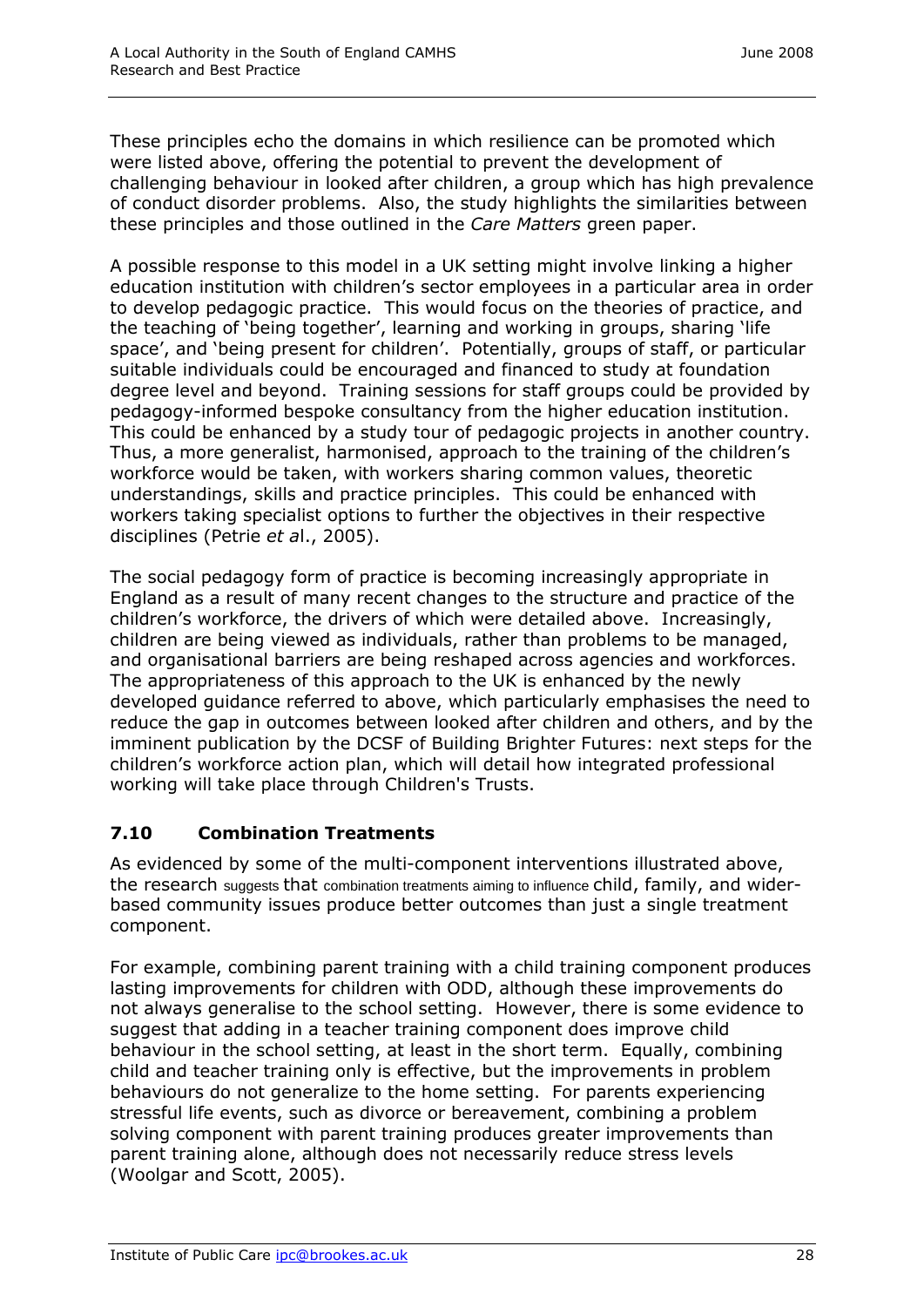These principles echo the domains in which resilience can be promoted which were listed above, offering the potential to prevent the development of challenging behaviour in looked after children, a group which has high prevalence of conduct disorder problems. Also, the study highlights the similarities between these principles and those outlined in the *Care Matters* green paper.

A possible response to this model in a UK setting might involve linking a higher education institution with children's sector employees in a particular area in order to develop pedagogic practice. This would focus on the theories of practice, and the teaching of 'being together', learning and working in groups, sharing 'life space', and 'being present for children'. Potentially, groups of staff, or particular suitable individuals could be encouraged and financed to study at foundation degree level and beyond. Training sessions for staff groups could be provided by pedagogy-informed bespoke consultancy from the higher education institution. This could be enhanced by a study tour of pedagogic projects in another country. Thus, a more generalist, harmonised, approach to the training of the children's workforce would be taken, with workers sharing common values, theoretic understandings, skills and practice principles. This could be enhanced with workers taking specialist options to further the objectives in their respective disciplines (Petrie *et al*., 2005).

The social pedagogy form of practice is becoming increasingly appropriate in England as a result of many recent changes to the structure and practice of the children's workforce, the drivers of which were detailed above. Increasingly, children are being viewed as individuals, rather than problems to be managed, and organisational barriers are being reshaped across agencies and workforces. The appropriateness of this approach to the UK is enhanced by the newly developed guidance referred to above, which particularly emphasises the need to reduce the gap in outcomes between looked after children and others, and by the imminent publication by the DCSF of Building Brighter Futures: next steps for the children's workforce action plan, which will detail how integrated professional working will take place through Children's Trusts.

## 7.10 Combination Treatments

As evidenced by some of the multi-component interventions illustrated above, the research suggests that combination treatments aiming to influence child, family, and wider-based community issues produce better outcomes than just a single treatment component.

For example, combining parent training with a child training component produces lasting improvements for children with ODD, although these improvements do not always generalise to the school setting. However, there is some evidence to suggest that adding in a teacher training component does improve child behaviour in the school setting, at least in the short term. Equally, combining child and teacher training only is effective, but the improvements in problem behaviours do not generalize to the home setting. For parents experiencing stressful life events, such as divorce or bereavement, combining a problem solving component with parent training produces greater improvements than parent training alone, although does not necessarily reduce stress levels (Woolgar and Scott, 2005).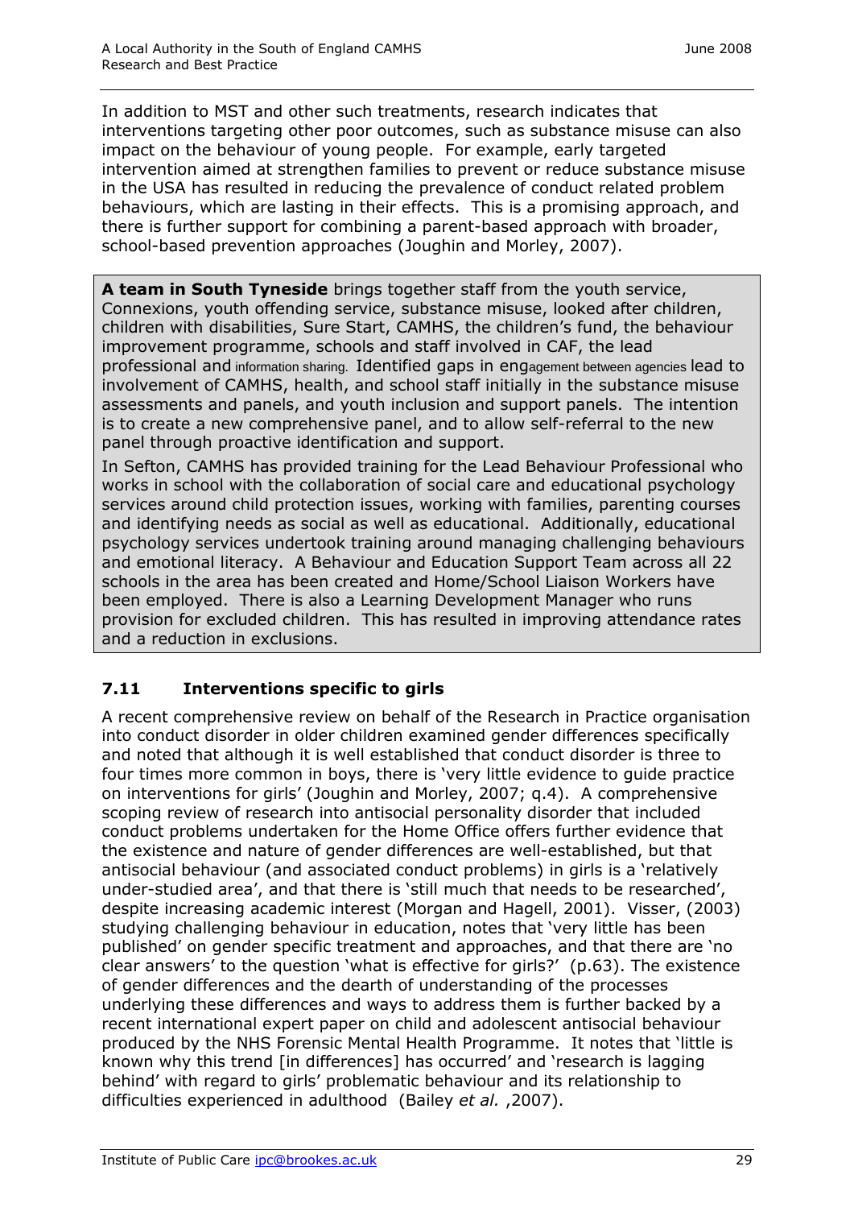In addition to MST and other such treatments, research indicates that interventions targeting other poor outcomes, such as substance misuse can also impact on the behaviour of young people. For example, early targeted intervention aimed at strengthen families to prevent or reduce substance misuse in the USA has resulted in reducing the prevalence of conduct related problem behaviours, which are lasting in their effects. This is a promising approach, and there is further support for combining a parent-based approach with broader, school-based prevention approaches (Joughin and Morley, 2007).

**A team in South Tyneside** brings together staff from the youth service, Connexions, youth offending service, substance misuse, looked after children, children with disabilities, Sure Start, CAMHS, the children's fund, the behaviour improvement programme, schools and staff involved in CAF, the lead professional and information sharing. Identified gaps in engagement between agencies lead to involvement of CAMHS, health, and school staff initially in the substance misuse assessments and panels, and youth inclusion and support panels. The intention is to create a new comprehensive panel, and to allow self-referral to the new panel through proactive identification and support.

In Sefton, CAMHS has provided training for the Lead Behaviour Professional who works in school with the collaboration of social care and educational psychology services around child protection issues, working with families, parenting courses and identifying needs as social as well as educational. Additionally, educational psychology services undertook training around managing challenging behaviours and emotional literacy. A Behaviour and Education Support Team across all 22 schools in the area has been created and Home/School Liaison Workers have been employed. There is also a Learning Development Manager who runs provision for excluded children. This has resulted in improving attendance rates and a reduction in exclusions.

## 7.11 Interventions specific to girls

A recent comprehensive review on behalf of the Research in Practice organisation into conduct disorder in older children examined gender differences specifically and noted that although it is well established that conduct disorder is three to four times more common in boys, there is 'very little evidence to guide practice on interventions for girls' (Joughin and Morley, 2007; q.4). A comprehensive scoping review of research into antisocial personality disorder that included conduct problems undertaken for the Home Office offers further evidence that the existence and nature of gender differences are well-established, but that antisocial behaviour (and associated conduct problems) in girls is a 'relatively under-studied area', and that there is 'still much that needs to be researched', despite increasing academic interest (Morgan and Hagell, 2001). Visser, (2003) studying challenging behaviour in education, notes that 'very little has been published' on gender specific treatment and approaches, and that there are 'no clear answers' to the question 'what is effective for girls?' (p.63). The existence of gender differences and the dearth of understanding of the processes underlying these differences and ways to address them is further backed by a recent international expert paper on child and adolescent antisocial behaviour produced by the NHS Forensic Mental Health Programme. It notes that 'little is known why this trend [in differences] has occurred' and 'research is lagging behind' with regard to girls' problematic behaviour and its relationship to difficulties experienced in adulthood (Bailey *et al.* ,2007).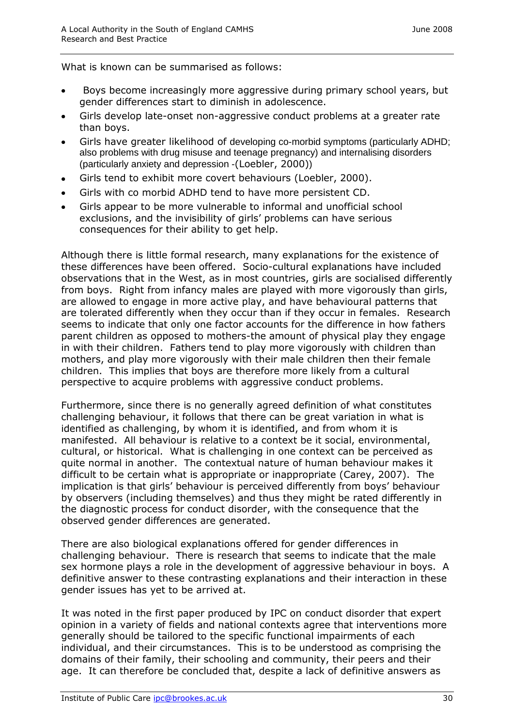What is known can be summarised as follows:

- Boys become increasingly more aggressive during primary school years, but gender differences start to diminish in adolescence.
- Girls develop late-onset non-aggressive conduct problems at a greater rate than boys.
- Girls have greater likelihood of developing co-morbid symptoms (particularly ADHD; also problems with drug misuse and teenage pregnancy) and internalising disorders (particularly anxiety and depression -(Loebler, 2000))
- Girls tend to exhibit more covert behaviours (Loebler, 2000).
- Girls with co morbid ADHD tend to have more persistent CD.
- Girls appear to be more vulnerable to informal and unofficial school exclusions, and the invisibility of girls' problems can have serious consequences for their ability to get help.

Although there is little formal research, many explanations for the existence of these differences have been offered. Socio-cultural explanations have included observations that in the West, as in most countries, girls are socialised differently from boys. Right from infancy males are played with more vigorously than girls, are allowed to engage in more active play, and have behavioural patterns that are tolerated differently when they occur than if they occur in females. Research seems to indicate that only one factor accounts for the difference in how fathers parent children as opposed to mothers-the amount of physical play they engage in with their children. Fathers tend to play more vigorously with children than mothers, and play more vigorously with their male children then their female children. This implies that boys are therefore more likely from a cultural perspective to acquire problems with aggressive conduct problems.

Furthermore, since there is no generally agreed definition of what constitutes challenging behaviour, it follows that there can be great variation in what is identified as challenging, by whom it is identified, and from whom it is manifested. All behaviour is relative to a context be it social, environmental, cultural, or historical. What is challenging in one context can be perceived as quite normal in another. The contextual nature of human behaviour makes it difficult to be certain what is appropriate or inappropriate (Carey, 2007). The implication is that girls' behaviour is perceived differently from boys' behaviour by observers (including themselves) and thus they might be rated differently in the diagnostic process for conduct disorder, with the consequence that the observed gender differences are generated.

There are also biological explanations offered for gender differences in challenging behaviour. There is research that seems to indicate that the male sex hormone plays a role in the development of aggressive behaviour in boys. A definitive answer to these contrasting explanations and their interaction in these gender issues has yet to be arrived at.

It was noted in the first paper produced by IPC on conduct disorder that expert opinion in a variety of fields and national contexts agree that interventions more generally should be tailored to the specific functional impairments of each individual, and their circumstances. This is to be understood as comprising the domains of their family, their schooling and community, their peers and their age. It can therefore be concluded that, despite a lack of definitive answers as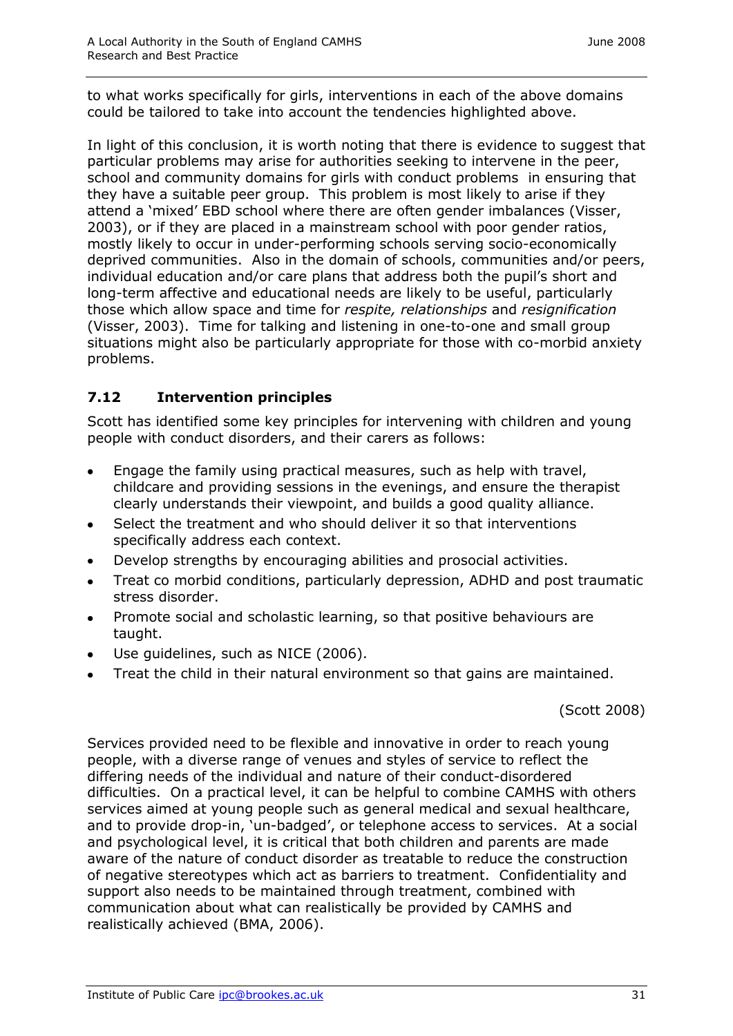to what works specifically for girls, interventions in each of the above domains could be tailored to take into account the tendencies highlighted above.

In light of this conclusion, it is worth noting that there is evidence to suggest that particular problems may arise for authorities seeking to intervene in the peer, school and community domains for girls with conduct problems in ensuring that they have a suitable peer group. This problem is most likely to arise if they attend a 'mixed' EBD school where there are often gender imbalances (Visser, 2003), or if they are placed in a mainstream school with poor gender ratios, mostly likely to occur in under-performing schools serving socio-economically deprived communities. Also in the domain of schools, communities and/or peers, individual education and/or care plans that address both the pupil's short and long-term affective and educational needs are likely to be useful, particularly those which allow space and time for *respite, relationships* and *resignification* (Visser, 2003). Time for talking and listening in one-to-one and small group situations might also be particularly appropriate for those with co-morbid anxiety problems.

### 7.12 Intervention principles

Scott has identified some key principles for intervening with children and young people with conduct disorders, and their carers as follows:

- Engage the family using practical measures, such as help with travel, childcare and providing sessions in the evenings, and ensure the therapist clearly understands their viewpoint, and builds a good quality alliance.
- Select the treatment and who should deliver it so that interventions specifically address each context.
- Develop strengths by encouraging abilities and prosocial activities.
- Treat co morbid conditions, particularly depression, ADHD and post traumatic stress disorder.
- Promote social and scholastic learning, so that positive behaviours are taught.
- Use guidelines, such as NICE (2006).
- Treat the child in their natural environment so that gains are maintained.

(Scott 2008)

Services provided need to be flexible and innovative in order to reach young people, with a diverse range of venues and styles of service to reflect the differing needs of the individual and nature of their conduct-disordered difficulties. On a practical level, it can be helpful to combine CAMHS with others services aimed at young people such as general medical and sexual healthcare, and to provide drop-in, 'un-badged', or telephone access to services. At a social and psychological level, it is critical that both children and parents are made aware of the nature of conduct disorder as treatable to reduce the construction of negative stereotypes which act as barriers to treatment. Confidentiality and support also needs to be maintained through treatment, combined with communication about what can realistically be provided by CAMHS and realistically achieved (BMA, 2006).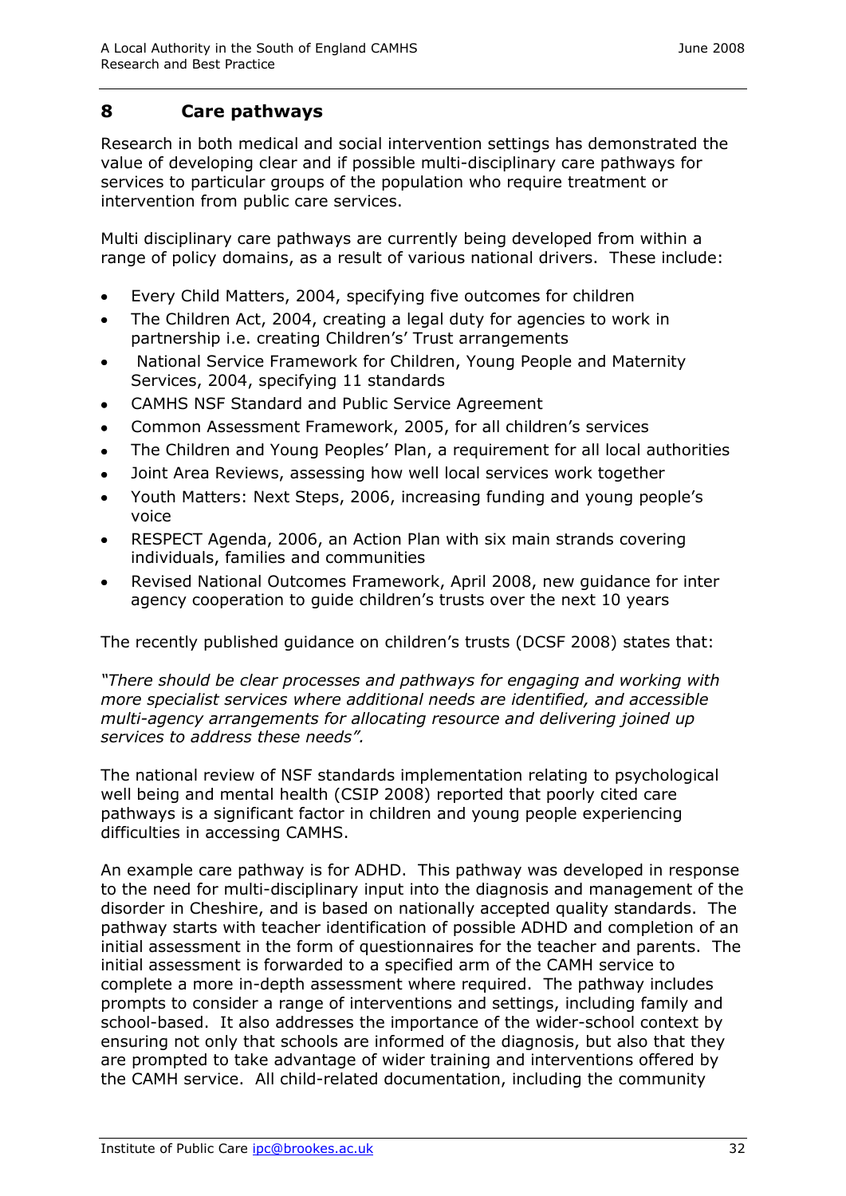## 8 Care pathways

Research in both medical and social intervention settings has demonstrated the value of developing clear and if possible multi-disciplinary care pathways for services to particular groups of the population who require treatment or intervention from public care services.

Multi disciplinary care pathways are currently being developed from within a range of policy domains, as a result of various national drivers. These include:

- Every Child Matters, 2004, specifying five outcomes for children
- The Children Act, 2004, creating a legal duty for agencies to work in partnership i.e. creating Children's' Trust arrangements
- National Service Framework for Children, Young People and Maternity Services, 2004, specifying 11 standards
- CAMHS NSF Standard and Public Service Agreement
- Common Assessment Framework, 2005, for all children's services
- The Children and Young Peoples' Plan, a requirement for all local authorities
- Joint Area Reviews, assessing how well local services work together
- Youth Matters: Next Steps, 2006, increasing funding and young people's voice
- RESPECT Agenda, 2006, an Action Plan with six main strands covering individuals, families and communities
- Revised National Outcomes Framework, April 2008, new guidance for inter agency cooperation to guide children's trusts over the next 10 years

The recently published guidance on children's trusts (DCSF 2008) states that:

*"There should be clear processes and pathways for engaging and working with more specialist services where additional needs are identified, and accessible multi-agency arrangements for allocating resource and delivering joined up services to address these needs".*

The national review of NSF standards implementation relating to psychological well being and mental health (CSIP 2008) reported that poorly cited care pathways is a significant factor in children and young people experiencing difficulties in accessing CAMHS.

An example care pathway is for ADHD. This pathway was developed in response to the need for multi-disciplinary input into the diagnosis and management of the disorder in Cheshire, and is based on nationally accepted quality standards. The pathway starts with teacher identification of possible ADHD and completion of an initial assessment in the form of questionnaires for the teacher and parents. The initial assessment is forwarded to a specified arm of the CAMH service to complete a more in-depth assessment where required. The pathway includes prompts to consider a range of interventions and settings, including family and school-based. It also addresses the importance of the wider-school context by ensuring not only that schools are informed of the diagnosis, but also that they are prompted to take advantage of wider training and interventions offered by the CAMH service. All child-related documentation, including the community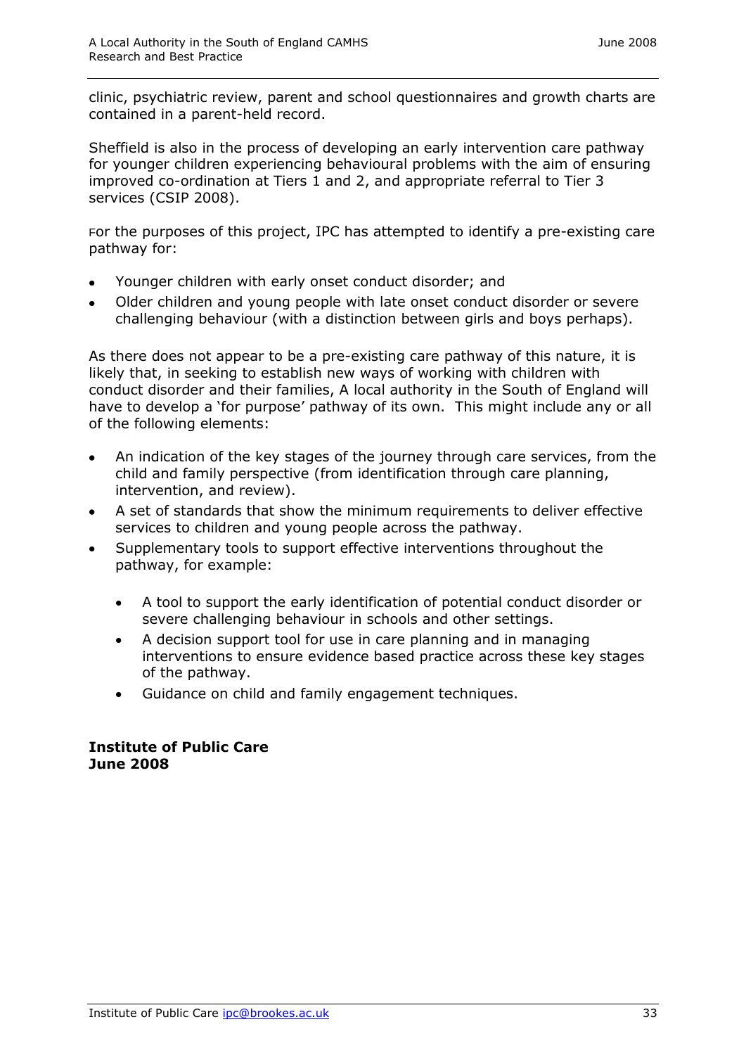clinic, psychiatric review, parent and school questionnaires and growth charts are contained in a parent-held record.

Sheffield is also in the process of developing an early intervention care pathway for younger children experiencing behavioural problems with the aim of ensuring improved co-ordination at Tiers 1 and 2, and appropriate referral to Tier 3 services (CSIP 2008).

For the purposes of this project, IPC has attempted to identify a pre-existing care pathway for:

- Younger children with early onset conduct disorder; and
- Older children and young people with late onset conduct disorder or severe challenging behaviour (with a distinction between girls and boys perhaps).

As there does not appear to be a pre-existing care pathway of this nature, it is likely that, in seeking to establish new ways of working with children with conduct disorder and their families, A local authority in the South of England will have to develop a 'for purpose' pathway of its own. This might include any or all of the following elements:

- An indication of the key stages of the journey through care services, from the child and family perspective (from identification through care planning, intervention, and review).
- A set of standards that show the minimum requirements to deliver effective services to children and young people across the pathway.
- Supplementary tools to support effective interventions throughout the pathway, for example:
  - A tool to support the early identification of potential conduct disorder or severe challenging behaviour in schools and other settings.
  - A decision support tool for use in care planning and in managing interventions to ensure evidence based practice across these key stages of the pathway.
  - Guidance on child and family engagement techniques.

**Institute of Public Care**
**June 2008**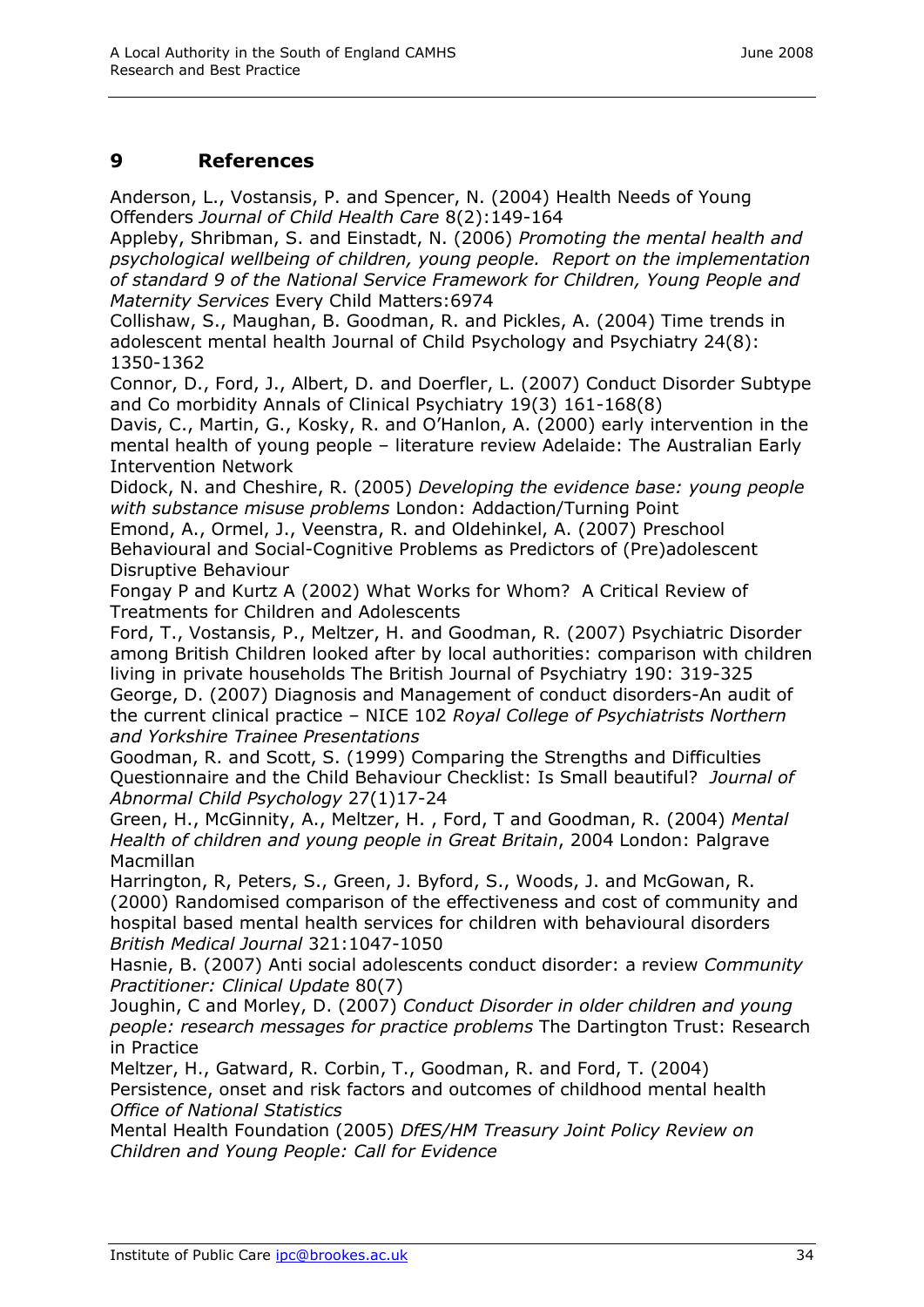## 9 References

Anderson, L., Vostansis, P. and Spencer, N. (2004) Health Needs of Young Offenders *Journal of Child Health Care* 8(2):149-164

Appleby, Shribman, S. and Einstadt, N. (2006) *Promoting the mental health and psychological wellbeing of children, young people. Report on the implementation of standard 9 of the National Service Framework for Children, Young People and Maternity Services* Every Child Matters:6974

Collishaw, S., Maughan, B. Goodman, R. and Pickles, A. (2004) Time trends in adolescent mental health Journal of Child Psychology and Psychiatry 24(8): 1350-1362

Connor, D., Ford, J., Albert, D. and Doerfler, L. (2007) Conduct Disorder Subtype and Co morbidity Annals of Clinical Psychiatry 19(3) 161-168(8)

Davis, C., Martin, G., Kosky, R. and O'Hanlon, A. (2000) early intervention in the mental health of young people – literature review Adelaide: The Australian Early Intervention Network

Didock, N. and Cheshire, R. (2005) *Developing the evidence base: young people with substance misuse problems* London: Addaction/Turning Point

Emond, A., Ormel, J., Veenstra, R. and Oldehinkel, A. (2007) Preschool Behavioural and Social-Cognitive Problems as Predictors of (Pre)adolescent Disruptive Behaviour

Fongay P and Kurtz A (2002) What Works for Whom? A Critical Review of Treatments for Children and Adolescents

Ford, T., Vostansis, P., Meltzer, H. and Goodman, R. (2007) Psychiatric Disorder among British Children looked after by local authorities: comparison with children living in private households The British Journal of Psychiatry 190: 319-325

George, D. (2007) Diagnosis and Management of conduct disorders-An audit of the current clinical practice – NICE 102 *Royal College of Psychiatrists Northern and Yorkshire Trainee Presentations*

Goodman, R. and Scott, S. (1999) Comparing the Strengths and Difficulties Questionnaire and the Child Behaviour Checklist: Is Small beautiful? *Journal of Abnormal Child Psychology* 27(1)17-24

Green, H., McGinnity, A., Meltzer, H. , Ford, T and Goodman, R. (2004) *Mental Health of children and young people in Great Britain*, 2004 London: Palgrave Macmillan

Harrington, R, Peters, S., Green, J. Byford, S., Woods, J. and McGowan, R. (2000) Randomised comparison of the effectiveness and cost of community and hospital based mental health services for children with behavioural disorders *British Medical Journal* 321:1047-1050

Hasnie, B. (2007) Anti social adolescents conduct disorder: a review *Community Practitioner: Clinical Update* 80(7)

Joughin, C and Morley, D. (2007) *Conduct Disorder in older children and young people: research messages for practice problems* The Dartington Trust: Research in Practice

Meltzer, H., Gatward, R. Corbin, T., Goodman, R. and Ford, T. (2004) Persistence, onset and risk factors and outcomes of childhood mental health *Office of National Statistics*

Mental Health Foundation (2005) *DfES/HM Treasury Joint Policy Review on Children and Young People: Call for Evidence*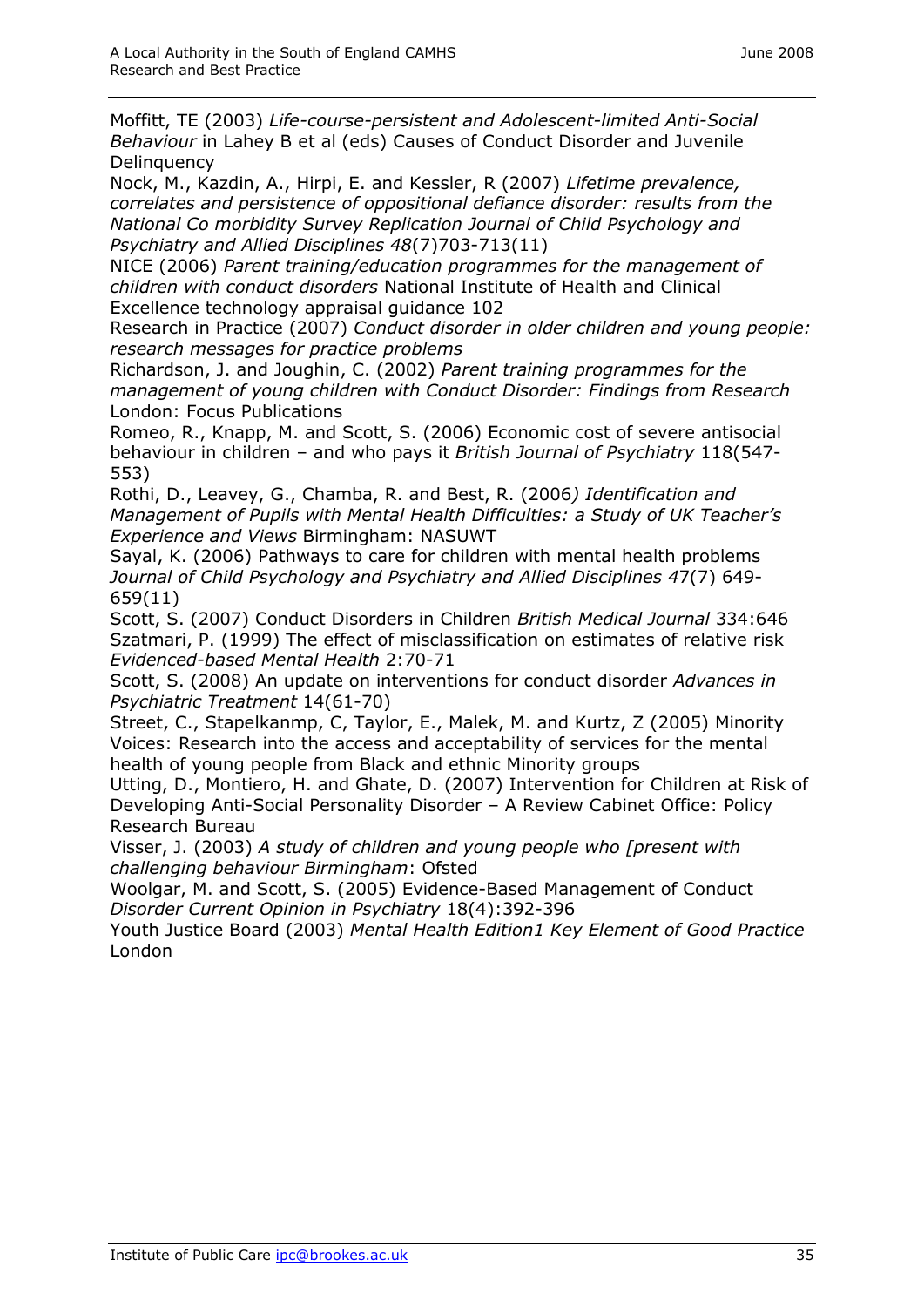Moffitt, TE (2003) *Life-course-persistent and Adolescent-limited Anti-Social Behaviour* in Lahey B et al (eds) Causes of Conduct Disorder and Juvenile Delinquency

Nock, M., Kazdin, A., Hirpi, E. and Kessler, R (2007) *Lifetime prevalence, correlates and persistence of oppositional defiance disorder: results from the National Co morbidity Survey Replication Journal of Child Psychology and Psychiatry and Allied Disciplines 48*(7)703-713(11)

NICE (2006) *Parent training/education programmes for the management of children with conduct disorders* National Institute of Health and Clinical Excellence technology appraisal guidance 102

Research in Practice (2007) *Conduct disorder in older children and young people: research messages for practice problems*

Richardson, J. and Joughin, C. (2002) *Parent training programmes for the management of young children with Conduct Disorder: Findings from Research* London: Focus Publications

Romeo, R., Knapp, M. and Scott, S. (2006) Economic cost of severe antisocial behaviour in children – and who pays it *British Journal of Psychiatry* 118(547-553)

Rothi, D., Leavey, G., Chamba, R. and Best, R. (2006*) Identification and Management of Pupils with Mental Health Difficulties: a Study of UK Teacher's Experience and Views* Birmingham: NASUWT

Sayal, K. (2006) Pathways to care for children with mental health problems *Journal of Child Psychology and Psychiatry and Allied Disciplines 4*7(7) 649-659(11)

Scott, S. (2007) Conduct Disorders in Children *British Medical Journal* 334:646

Szatmari, P. (1999) The effect of misclassification on estimates of relative risk *Evidenced-based Mental Health* 2:70-71

Scott, S. (2008) An update on interventions for conduct disorder *Advances in Psychiatric Treatment* 14(61-70)

Street, C., Stapelkanmp, C, Taylor, E., Malek, M. and Kurtz, Z (2005) Minority Voices: Research into the access and acceptability of services for the mental health of young people from Black and ethnic Minority groups

Utting, D., Montiero, H. and Ghate, D. (2007) Intervention for Children at Risk of Developing Anti-Social Personality Disorder – A Review Cabinet Office: Policy Research Bureau

Visser, J. (2003) *A study of children and young people who [present with challenging behaviour Birmingham*: Ofsted

Woolgar, M. and Scott, S. (2005) Evidence-Based Management of Conduct *Disorder Current Opinion in Psychiatry* 18(4):392-396

Youth Justice Board (2003) *Mental Health Edition1 Key Element of Good Practice* London